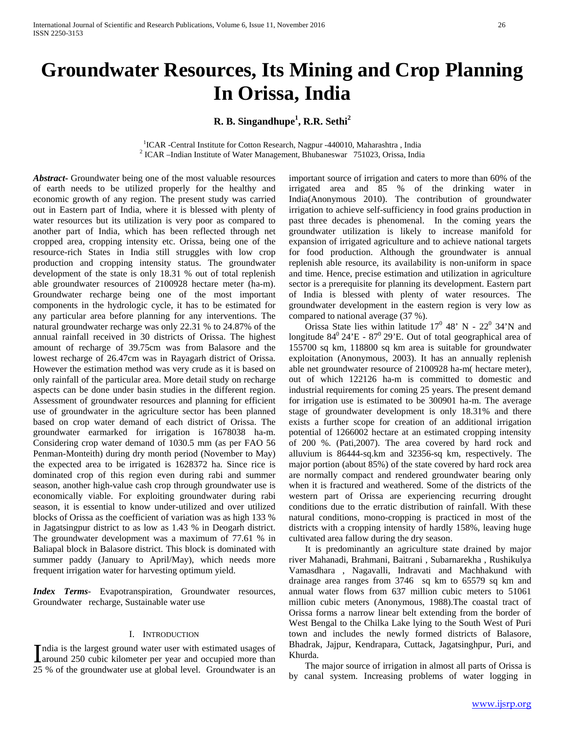# Groundwater Resources, Its Mining and Crop Planning In Orissa, India

**R. B. Singandhupe[1], R.R. Sethi[2]**

[1]ICAR -Central Institute for Cotton Research, Nagpur -440010, Maharashtra , India
[2] ICAR –Indian Institute of Water Management, Bhubaneswar 751023, Orissa, India

***Abstract-*** Groundwater being one of the most valuable resources of earth needs to be utilized properly for the healthy and economic growth of any region. The present study was carried out in Eastern part of India, where it is blessed with plenty of water resources but its utilization is very poor as compared to another part of India, which has been reflected through net cropped area, cropping intensity etc. Orissa, being one of the resource-rich States in India still struggles with low crop production and cropping intensity status. The groundwater development of the state is only 18.31 % out of total replenish able groundwater resources of 2100928 hectare meter (ha-m). Groundwater recharge being one of the most important components in the hydrologic cycle, it has to be estimated for any particular area before planning for any interventions. The natural groundwater recharge was only 22.31 % to 24.87% of the annual rainfall received in 30 districts of Orissa. The highest amount of recharge of 39.75cm was from Balasore and the lowest recharge of 26.47cm was in Rayagarh district of Orissa. However the estimation method was very crude as it is based on only rainfall of the particular area. More detail study on recharge aspects can be done under basin studies in the different region. Assessment of groundwater resources and planning for efficient use of groundwater in the agriculture sector has been planned based on crop water demand of each district of Orissa. The groundwater earmarked for irrigation is 1678038 ha-m. Considering crop water demand of 1030.5 mm (as per FAO 56 Penman-Monteith) during dry month period (November to May) the expected area to be irrigated is 1628372 ha. Since rice is dominated crop of this region even during rabi and summer season, another high-value cash crop through groundwater use is economically viable. For exploiting groundwater during rabi season, it is essential to know under-utilized and over utilized blocks of Orissa as the coefficient of variation was as high 133 % in Jagatsingpur district to as low as 1.43 % in Deogarh district. The groundwater development was a maximum of 77.61 % in Baliapal block in Balasore district. This block is dominated with summer paddy (January to April/May), which needs more frequent irrigation water for harvesting optimum yield.

***Index Terms***- Evapotranspiration, Groundwater resources, Groundwater recharge, Sustainable water use

## I. Introduction

India is the largest ground water user with estimated usages of around 250 cubic kilometer per year and occupied more than 25 % of the groundwater use at global level. Groundwater is an important source of irrigation and caters to more than 60% of the irrigated area and 85 % of the drinking water in India(Anonymous 2010). The contribution of groundwater irrigation to achieve self-sufficiency in food grains production in past three decades is phenomenal. In the coming years the groundwater utilization is likely to increase manifold for expansion of irrigated agriculture and to achieve national targets for food production. Although the groundwater is annual replenish able resource, its availability is non-uniform in space and time. Hence, precise estimation and utilization in agriculture sector is a prerequisite for planning its development. Eastern part of India is blessed with plenty of water resources. The groundwater development in the eastern region is very low as compared to national average (37 %).

Orissa State lies within latitude $17^0$ 48' N - $22^0$ 34'N and longitude $84^0$ 24'E - $87^0$ 29'E. Out of total geographical area of 155700 sq km, 118800 sq km area is suitable for groundwater exploitation (Anonymous, 2003). It has an annually replenish able net groundwater resource of 2100928 ha-m( hectare meter), out of which 122126 ha-m is committed to domestic and industrial requirements for coming 25 years. The present demand for irrigation use is estimated to be 300901 ha-m. The average stage of groundwater development is only 18.31% and there exists a further scope for creation of an additional irrigation potential of 1266002 hectare at an estimated cropping intensity of 200 %. (Pati,2007). The area covered by hard rock and alluvium is 86444-sq.km and 32356-sq km, respectively. The major portion (about 85%) of the state covered by hard rock area are normally compact and rendered groundwater bearing only when it is fractured and weathered. Some of the districts of the western part of Orissa are experiencing recurring drought conditions due to the erratic distribution of rainfall. With these natural conditions, mono-cropping is practiced in most of the districts with a cropping intensity of hardly 158%, leaving huge cultivated area fallow during the dry season.

It is predominantly an agriculture state drained by major river Mahanadi, Brahmani, Baitrani , Subarnarekha , Rushikulya Vamasdhara , Nagavalli, Indravati and Machhakund with drainage area ranges from 3746 sq km to 65579 sq km and annual water flows from 637 million cubic meters to 51061 million cubic meters (Anonymous, 1988).The coastal tract of Orissa forms a narrow linear belt extending from the border of West Bengal to the Chilka Lake lying to the South West of Puri town and includes the newly formed districts of Balasore, Bhadrak, Jajpur, Kendrapara, Cuttack, Jagatsinghpur, Puri, and Khurda.

The major source of irrigation in almost all parts of Orissa is by canal system. Increasing problems of water logging in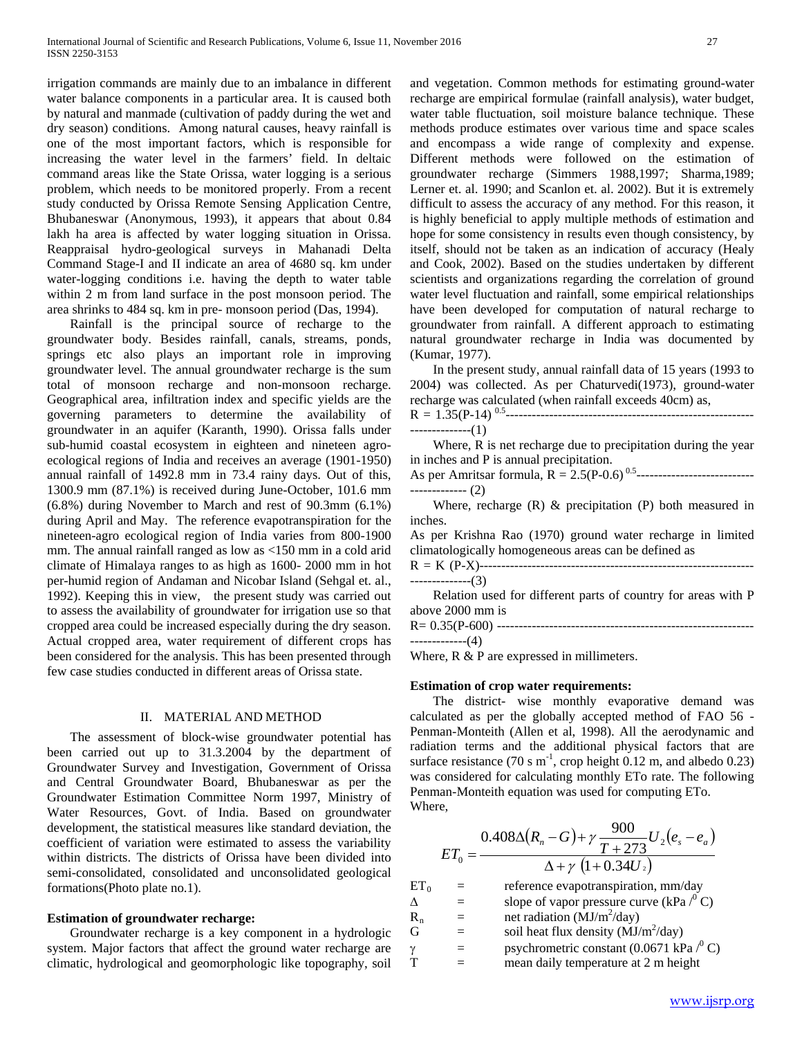irrigation commands are mainly due to an imbalance in different water balance components in a particular area. It is caused both by natural and manmade (cultivation of paddy during the wet and dry season) conditions. Among natural causes, heavy rainfall is one of the most important factors, which is responsible for increasing the water level in the farmers' field. In deltaic command areas like the State Orissa, water logging is a serious problem, which needs to be monitored properly. From a recent study conducted by Orissa Remote Sensing Application Centre, Bhubaneswar (Anonymous, 1993), it appears that about 0.84 lakh ha area is affected by water logging situation in Orissa. Reappraisal hydro-geological surveys in Mahanadi Delta Command Stage-I and II indicate an area of 4680 sq. km under water-logging conditions i.e. having the depth to water table within 2 m from land surface in the post monsoon period. The area shrinks to 484 sq. km in pre- monsoon period (Das, 1994).

Rainfall is the principal source of recharge to the groundwater body. Besides rainfall, canals, streams, ponds, springs etc also plays an important role in improving groundwater level. The annual groundwater recharge is the sum total of monsoon recharge and non-monsoon recharge. Geographical area, infiltration index and specific yields are the governing parameters to determine the availability of groundwater in an aquifer (Karanth, 1990). Orissa falls under sub-humid coastal ecosystem in eighteen and nineteen agro-ecological regions of India and receives an average (1901-1950) annual rainfall of 1492.8 mm in 73.4 rainy days. Out of this, 1300.9 mm (87.1%) is received during June-October, 101.6 mm (6.8%) during November to March and rest of 90.3mm (6.1%) during April and May. The reference evapotranspiration for the nineteen-agro ecological region of India varies from 800-1900 mm. The annual rainfall ranged as low as <150 mm in a cold arid climate of Himalaya ranges to as high as 1600- 2000 mm in hot per-humid region of Andaman and Nicobar Island (Sehgal et. al., 1992). Keeping this in view, the present study was carried out to assess the availability of groundwater for irrigation use so that cropped area could be increased especially during the dry season. Actual cropped area, water requirement of different crops has been considered for the analysis. This has been presented through few case studies conducted in different areas of Orissa state.

## II. MATERIAL AND METHOD

The assessment of block-wise groundwater potential has been carried out up to 31.3.2004 by the department of Groundwater Survey and Investigation, Government of Orissa and Central Groundwater Board, Bhubaneswar as per the Groundwater Estimation Committee Norm 1997, Ministry of Water Resources, Govt. of India. Based on groundwater development, the statistical measures like standard deviation, the coefficient of variation were estimated to assess the variability within districts. The districts of Orissa have been divided into semi-consolidated, consolidated and unconsolidated geological formations(Photo plate no.1).

### Estimation of groundwater recharge:

Groundwater recharge is a key component in a hydrologic system. Major factors that affect the ground water recharge are climatic, hydrological and geomorphologic like topography, soil and vegetation. Common methods for estimating ground-water recharge are empirical formulae (rainfall analysis), water budget, water table fluctuation, soil moisture balance technique. These methods produce estimates over various time and space scales and encompass a wide range of complexity and expense. Different methods were followed on the estimation of groundwater recharge (Simmers 1988,1997; Sharma,1989; Lerner et. al. 1990; and Scanlon et. al. 2002). But it is extremely difficult to assess the accuracy of any method. For this reason, it is highly beneficial to apply multiple methods of estimation and hope for some consistency in results even though consistency, by itself, should not be taken as an indication of accuracy (Healy and Cook, 2002). Based on the studies undertaken by different scientists and organizations regarding the correlation of ground water level fluctuation and rainfall, some empirical relationships have been developed for computation of natural recharge to groundwater from rainfall. A different approach to estimating natural groundwater recharge in India was documented by (Kumar, 1977).

In the present study, annual rainfall data of 15 years (1993 to 2004) was collected. As per Chaturvedi(1973), ground-water recharge was calculated (when rainfall exceeds 40cm) as,

$$R = 1.35(P-14)^{0.5} \quad \text{------(1)}$$

Where, R is net recharge due to precipitation during the year in inches and P is annual precipitation.

As per Amritsar formula,

$$R = 2.5(P-0.6)^{0.5} \quad \text{------(2)}$$

Where, recharge (R) & precipitation (P) both measured in inches.

As per Krishna Rao (1970) ground water recharge in limited climatologically homogeneous areas can be defined as

$$R = K (P-X) \quad \text{------(3)}$$

Relation used for different parts of country for areas with P above 2000 mm is

$$R= 0.35(P-600) \quad \text{------(4)}$$

Where, R & P are expressed in millimeters.

### Estimation of crop water requirements:

The district- wise monthly evaporative demand was calculated as per the globally accepted method of FAO 56 - Penman-Monteith (Allen et al, 1998). All the aerodynamic and radiation terms and the additional physical factors that are surface resistance (70 s m$^{-1}$, crop height 0.12 m, and albedo 0.23) was considered for calculating monthly ETo rate. The following Penman-Monteith equation was used for computing ETo.

Where,

$$ET_0 = \frac{0.408\Delta(R_n - G) + \gamma \dfrac{900}{T+273} U_2 (e_s - e_a)}{\Delta + \gamma\,(1 + 0.34U_2)}$$

$ET_0$ = reference evapotranspiration, mm/day

$\Delta$ = slope of vapor pressure curve (kPa $/^0$ C)

$R_n$ = net radiation (MJ/m$^2$/day)

$G$ = soil heat flux density (MJ/m$^2$/day)

$\gamma$ = psychrometric constant (0.0671 kPa $/^0$ C)

$T$ = mean daily temperature at 2 m height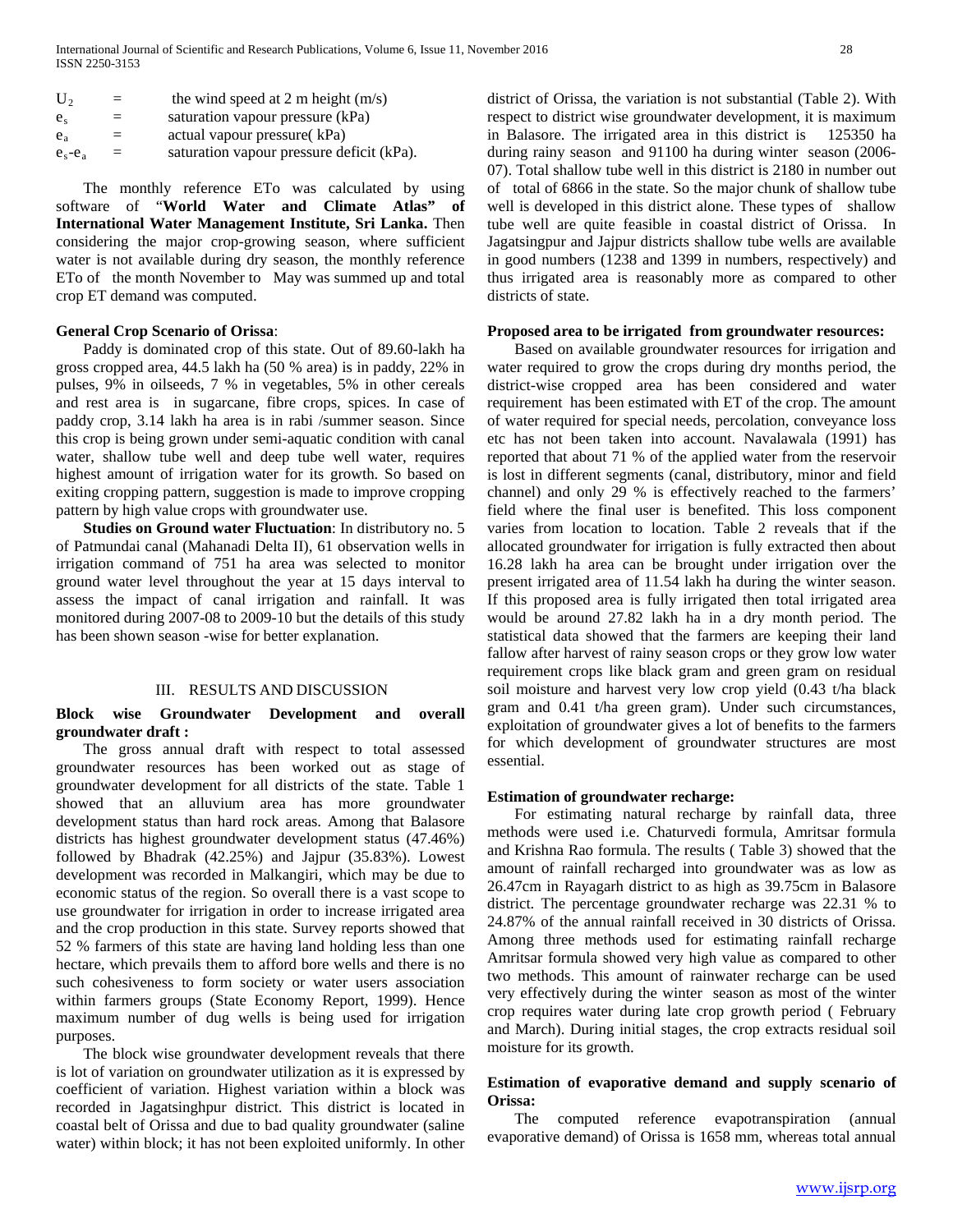$U_2$ = the wind speed at 2 m height (m/s)
$e_s$ = saturation vapour pressure (kPa)
$e_a$ = actual vapour pressure( kPa)
$e_s$-$e_a$ = saturation vapour pressure deficit (kPa).

The monthly reference ETo was calculated by using software of "**World Water and Climate Atlas" of International Water Management Institute, Sri Lanka.** Then considering the major crop-growing season, where sufficient water is not available during dry season, the monthly reference ETo of the month November to May was summed up and total crop ET demand was computed.

**General Crop Scenario of Orissa**:

Paddy is dominated crop of this state. Out of 89.60-lakh ha gross cropped area, 44.5 lakh ha (50 % area) is in paddy, 22% in pulses, 9% in oilseeds, 7 % in vegetables, 5% in other cereals and rest area is in sugarcane, fibre crops, spices. In case of paddy crop, 3.14 lakh ha area is in rabi /summer season. Since this crop is being grown under semi-aquatic condition with canal water, shallow tube well and deep tube well water, requires highest amount of irrigation water for its growth. So based on exiting cropping pattern, suggestion is made to improve cropping pattern by high value crops with groundwater use.

**Studies on Ground water Fluctuation**: In distributory no. 5 of Patmundai canal (Mahanadi Delta II), 61 observation wells in irrigation command of 751 ha area was selected to monitor ground water level throughout the year at 15 days interval to assess the impact of canal irrigation and rainfall. It was monitored during 2007-08 to 2009-10 but the details of this study has been shown season -wise for better explanation.

## III. RESULTS AND DISCUSSION

**Block wise Groundwater Development and overall groundwater draft :**

The gross annual draft with respect to total assessed groundwater resources has been worked out as stage of groundwater development for all districts of the state. Table 1 showed that an alluvium area has more groundwater development status than hard rock areas. Among that Balasore districts has highest groundwater development status (47.46%) followed by Bhadrak (42.25%) and Jajpur (35.83%). Lowest development was recorded in Malkangiri, which may be due to economic status of the region. So overall there is a vast scope to use groundwater for irrigation in order to increase irrigated area and the crop production in this state. Survey reports showed that 52 % farmers of this state are having land holding less than one hectare, which prevails them to afford bore wells and there is no such cohesiveness to form society or water users association within farmers groups (State Economy Report, 1999). Hence maximum number of dug wells is being used for irrigation purposes.

The block wise groundwater development reveals that there is lot of variation on groundwater utilization as it is expressed by coefficient of variation. Highest variation within a block was recorded in Jagatsinghpur district. This district is located in coastal belt of Orissa and due to bad quality groundwater (saline water) within block; it has not been exploited uniformly. In other district of Orissa, the variation is not substantial (Table 2). With respect to district wise groundwater development, it is maximum in Balasore. The irrigated area in this district is 125350 ha during rainy season and 91100 ha during winter season (2006-07). Total shallow tube well in this district is 2180 in number out of total of 6866 in the state. So the major chunk of shallow tube well is developed in this district alone. These types of shallow tube well are quite feasible in coastal district of Orissa. In Jagatsingpur and Jajpur districts shallow tube wells are available in good numbers (1238 and 1399 in numbers, respectively) and thus irrigated area is reasonably more as compared to other districts of state.

**Proposed area to be irrigated from groundwater resources:**

Based on available groundwater resources for irrigation and water required to grow the crops during dry months period, the district-wise cropped area has been considered and water requirement has been estimated with ET of the crop. The amount of water required for special needs, percolation, conveyance loss etc has not been taken into account. Navalawala (1991) has reported that about 71 % of the applied water from the reservoir is lost in different segments (canal, distributory, minor and field channel) and only 29 % is effectively reached to the farmers' field where the final user is benefited. This loss component varies from location to location. Table 2 reveals that if the allocated groundwater for irrigation is fully extracted then about 16.28 lakh ha area can be brought under irrigation over the present irrigated area of 11.54 lakh ha during the winter season. If this proposed area is fully irrigated then total irrigated area would be around 27.82 lakh ha in a dry month period. The statistical data showed that the farmers are keeping their land fallow after harvest of rainy season crops or they grow low water requirement crops like black gram and green gram on residual soil moisture and harvest very low crop yield (0.43 t/ha black gram and 0.41 t/ha green gram). Under such circumstances, exploitation of groundwater gives a lot of benefits to the farmers for which development of groundwater structures are most essential.

**Estimation of groundwater recharge:**

For estimating natural recharge by rainfall data, three methods were used i.e. Chaturvedi formula, Amritsar formula and Krishna Rao formula. The results ( Table 3) showed that the amount of rainfall recharged into groundwater was as low as 26.47cm in Rayagarh district to as high as 39.75cm in Balasore district. The percentage groundwater recharge was 22.31 % to 24.87% of the annual rainfall received in 30 districts of Orissa. Among three methods used for estimating rainfall recharge Amritsar formula showed very high value as compared to other two methods. This amount of rainwater recharge can be used very effectively during the winter season as most of the winter crop requires water during late crop growth period ( February and March). During initial stages, the crop extracts residual soil moisture for its growth.

**Estimation of evaporative demand and supply scenario of Orissa:**

The computed reference evapotranspiration (annual evaporative demand) of Orissa is 1658 mm, whereas total annual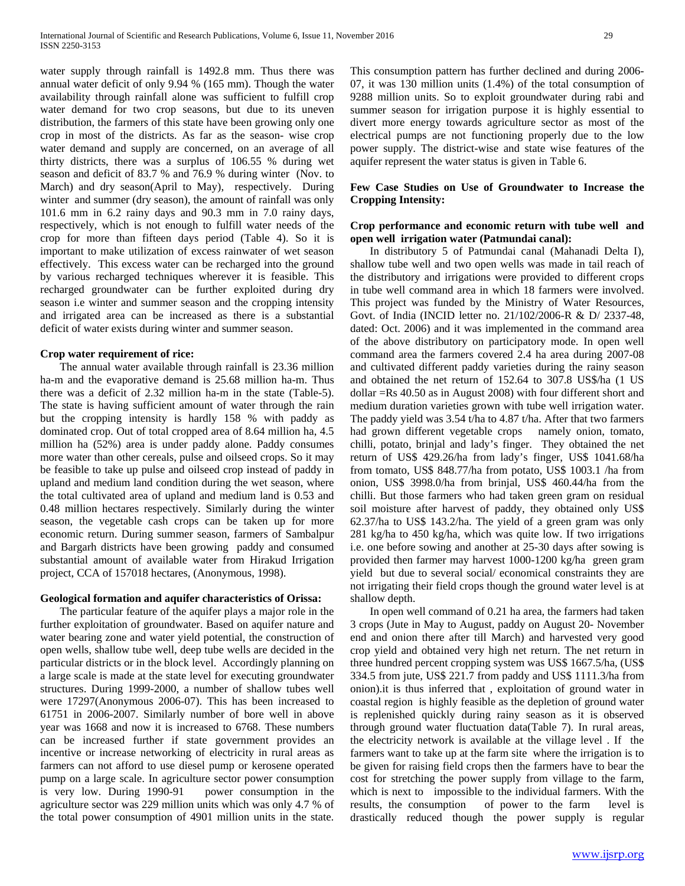water supply through rainfall is 1492.8 mm. Thus there was annual water deficit of only 9.94 % (165 mm). Though the water availability through rainfall alone was sufficient to fulfill crop water demand for two crop seasons, but due to its uneven distribution, the farmers of this state have been growing only one crop in most of the districts. As far as the season- wise crop water demand and supply are concerned, on an average of all thirty districts, there was a surplus of 106.55 % during wet season and deficit of 83.7 % and 76.9 % during winter (Nov. to March) and dry season(April to May), respectively. During winter and summer (dry season), the amount of rainfall was only 101.6 mm in 6.2 rainy days and 90.3 mm in 7.0 rainy days, respectively, which is not enough to fulfill water needs of the crop for more than fifteen days period (Table 4). So it is important to make utilization of excess rainwater of wet season effectively. This excess water can be recharged into the ground by various recharged techniques wherever it is feasible. This recharged groundwater can be further exploited during dry season i.e winter and summer season and the cropping intensity and irrigated area can be increased as there is a substantial deficit of water exists during winter and summer season.

**Crop water requirement of rice:**

The annual water available through rainfall is 23.36 million ha-m and the evaporative demand is 25.68 million ha-m. Thus there was a deficit of 2.32 million ha-m in the state (Table-5). The state is having sufficient amount of water through the rain but the cropping intensity is hardly 158 % with paddy as dominated crop. Out of total cropped area of 8.64 million ha, 4.5 million ha (52%) area is under paddy alone. Paddy consumes more water than other cereals, pulse and oilseed crops. So it may be feasible to take up pulse and oilseed crop instead of paddy in upland and medium land condition during the wet season, where the total cultivated area of upland and medium land is 0.53 and 0.48 million hectares respectively. Similarly during the winter season, the vegetable cash crops can be taken up for more economic return. During summer season, farmers of Sambalpur and Bargarh districts have been growing paddy and consumed substantial amount of available water from Hirakud Irrigation project, CCA of 157018 hectares, (Anonymous, 1998).

**Geological formation and aquifer characteristics of Orissa:**

The particular feature of the aquifer plays a major role in the further exploitation of groundwater. Based on aquifer nature and water bearing zone and water yield potential, the construction of open wells, shallow tube well, deep tube wells are decided in the particular districts or in the block level. Accordingly planning on a large scale is made at the state level for executing groundwater structures. During 1999-2000, a number of shallow tubes well were 17297(Anonymous 2006-07). This has been increased to 61751 in 2006-2007. Similarly number of bore well in above year was 1668 and now it is increased to 6768. These numbers can be increased further if state government provides an incentive or increase networking of electricity in rural areas as farmers can not afford to use diesel pump or kerosene operated pump on a large scale. In agriculture sector power consumption is very low. During 1990-91 power consumption in the agriculture sector was 229 million units which was only 4.7 % of the total power consumption of 4901 million units in the state. This consumption pattern has further declined and during 2006-07, it was 130 million units (1.4%) of the total consumption of 9288 million units. So to exploit groundwater during rabi and summer season for irrigation purpose it is highly essential to divert more energy towards agriculture sector as most of the electrical pumps are not functioning properly due to the low power supply. The district-wise and state wise features of the aquifer represent the water status is given in Table 6.

**Few Case Studies on Use of Groundwater to Increase the Cropping Intensity:**

**Crop performance and economic return with tube well and open well irrigation water (Patmundai canal):**

In distributory 5 of Patmundai canal (Mahanadi Delta I), shallow tube well and two open wells was made in tail reach of the distributory and irrigations were provided to different crops in tube well command area in which 18 farmers were involved. This project was funded by the Ministry of Water Resources, Govt. of India (INCID letter no. 21/102/2006-R & D/ 2337-48, dated: Oct. 2006) and it was implemented in the command area of the above distributory on participatory mode. In open well command area the farmers covered 2.4 ha area during 2007-08 and cultivated different paddy varieties during the rainy season and obtained the net return of 152.64 to 307.8 US$/ha (1 US dollar =Rs 40.50 as in August 2008) with four different short and medium duration varieties grown with tube well irrigation water. The paddy yield was 3.54 t/ha to 4.87 t/ha. After that two farmers had grown different vegetable crops namely onion, tomato, chilli, potato, brinjal and lady's finger. They obtained the net return of US$ 429.26/ha from lady's finger, US$ 1041.68/ha from tomato, US$ 848.77/ha from potato, US$ 1003.1 /ha from onion, US$ 3998.0/ha from brinjal, US$ 460.44/ha from the chilli. But those farmers who had taken green gram on residual soil moisture after harvest of paddy, they obtained only US$ 62.37/ha to US$ 143.2/ha. The yield of a green gram was only 281 kg/ha to 450 kg/ha, which was quite low. If two irrigations i.e. one before sowing and another at 25-30 days after sowing is provided then farmer may harvest 1000-1200 kg/ha green gram yield but due to several social/ economical constraints they are not irrigating their field crops though the ground water level is at shallow depth.

In open well command of 0.21 ha area, the farmers had taken 3 crops (Jute in May to August, paddy on August 20- November end and onion there after till March) and harvested very good crop yield and obtained very high net return. The net return in three hundred percent cropping system was US$ 1667.5/ha, (US$ 334.5 from jute, US$ 221.7 from paddy and US$ 1111.3/ha from onion).it is thus inferred that , exploitation of ground water in coastal region is highly feasible as the depletion of ground water is replenished quickly during rainy season as it is observed through ground water fluctuation data(Table 7). In rural areas, the electricity network is available at the village level . If the farmers want to take up at the farm site where the irrigation is to be given for raising field crops then the farmers have to bear the cost for stretching the power supply from village to the farm, which is next to impossible to the individual farmers. With the results, the consumption of power to the farm level is drastically reduced though the power supply is regular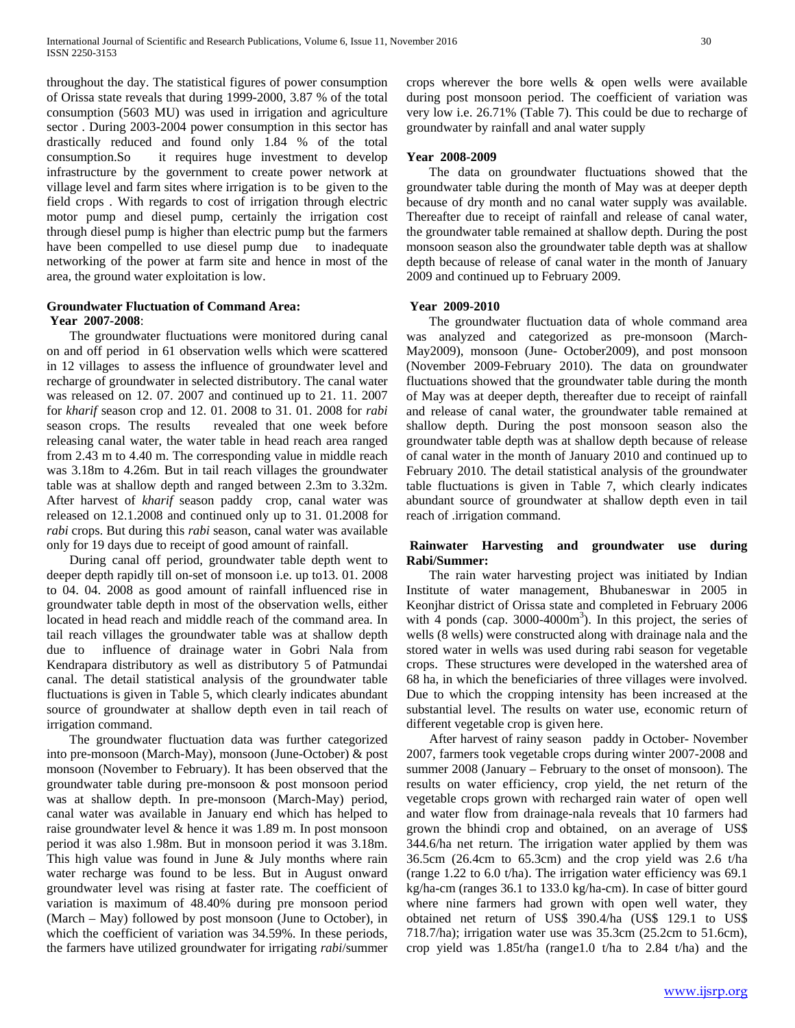throughout the day. The statistical figures of power consumption of Orissa state reveals that during 1999-2000, 3.87 % of the total consumption (5603 MU) was used in irrigation and agriculture sector . During 2003-2004 power consumption in this sector has drastically reduced and found only 1.84 % of the total consumption.So it requires huge investment to develop infrastructure by the government to create power network at village level and farm sites where irrigation is to be given to the field crops . With regards to cost of irrigation through electric motor pump and diesel pump, certainly the irrigation cost through diesel pump is higher than electric pump but the farmers have been compelled to use diesel pump due to inadequate networking of the power at farm site and hence in most of the area, the ground water exploitation is low.

### Groundwater Fluctuation of Command Area:

**Year 2007-2008**:

The groundwater fluctuations were monitored during canal on and off period in 61 observation wells which were scattered in 12 villages to assess the influence of groundwater level and recharge of groundwater in selected distributory. The canal water was released on 12. 07. 2007 and continued up to 21. 11. 2007 for *kharif* season crop and 12. 01. 2008 to 31. 01. 2008 for *rabi* season crops. The results revealed that one week before releasing canal water, the water table in head reach area ranged from 2.43 m to 4.40 m. The corresponding value in middle reach was 3.18m to 4.26m. But in tail reach villages the groundwater table was at shallow depth and ranged between 2.3m to 3.32m. After harvest of *kharif* season paddy crop, canal water was released on 12.1.2008 and continued only up to 31. 01.2008 for *rabi* crops. But during this *rabi* season, canal water was available only for 19 days due to receipt of good amount of rainfall.

During canal off period, groundwater table depth went to deeper depth rapidly till on-set of monsoon i.e. up to13. 01. 2008 to 04. 04. 2008 as good amount of rainfall influenced rise in groundwater table depth in most of the observation wells, either located in head reach and middle reach of the command area. In tail reach villages the groundwater table was at shallow depth due to influence of drainage water in Gobri Nala from Kendrapara distributory as well as distributory 5 of Patmundai canal. The detail statistical analysis of the groundwater table fluctuations is given in Table 5, which clearly indicates abundant source of groundwater at shallow depth even in tail reach of irrigation command.

The groundwater fluctuation data was further categorized into pre-monsoon (March-May), monsoon (June-October) & post monsoon (November to February). It has been observed that the groundwater table during pre-monsoon & post monsoon period was at shallow depth. In pre-monsoon (March-May) period, canal water was available in January end which has helped to raise groundwater level & hence it was 1.89 m. In post monsoon period it was also 1.98m. But in monsoon period it was 3.18m. This high value was found in June & July months where rain water recharge was found to be less. But in August onward groundwater level was rising at faster rate. The coefficient of variation is maximum of 48.40% during pre monsoon period (March – May) followed by post monsoon (June to October), in which the coefficient of variation was 34.59%. In these periods, the farmers have utilized groundwater for irrigating *rabi*/summer crops wherever the bore wells & open wells were available during post monsoon period. The coefficient of variation was very low i.e. 26.71% (Table 7). This could be due to recharge of groundwater by rainfall and anal water supply

**Year 2008-2009**

The data on groundwater fluctuations showed that the groundwater table during the month of May was at deeper depth because of dry month and no canal water supply was available. Thereafter due to receipt of rainfall and release of canal water, the groundwater table remained at shallow depth. During the post monsoon season also the groundwater table depth was at shallow depth because of release of canal water in the month of January 2009 and continued up to February 2009.

**Year 2009-2010**

The groundwater fluctuation data of whole command area was analyzed and categorized as pre-monsoon (March-May2009), monsoon (June- October2009), and post monsoon (November 2009-February 2010). The data on groundwater fluctuations showed that the groundwater table during the month of May was at deeper depth, thereafter due to receipt of rainfall and release of canal water, the groundwater table remained at shallow depth. During the post monsoon season also the groundwater table depth was at shallow depth because of release of canal water in the month of January 2010 and continued up to February 2010. The detail statistical analysis of the groundwater table fluctuations is given in Table 7, which clearly indicates abundant source of groundwater at shallow depth even in tail reach of .irrigation command.

### Rainwater Harvesting and groundwater use during Rabi/Summer:

The rain water harvesting project was initiated by Indian Institute of water management, Bhubaneswar in 2005 in Keonjhar district of Orissa state and completed in February 2006 with 4 ponds (cap. 3000-4000m$^3$). In this project, the series of wells (8 wells) were constructed along with drainage nala and the stored water in wells was used during rabi season for vegetable crops. These structures were developed in the watershed area of 68 ha, in which the beneficiaries of three villages were involved. Due to which the cropping intensity has been increased at the substantial level. The results on water use, economic return of different vegetable crop is given here.

After harvest of rainy season paddy in October- November 2007, farmers took vegetable crops during winter 2007-2008 and summer 2008 (January – February to the onset of monsoon). The results on water efficiency, crop yield, the net return of the vegetable crops grown with recharged rain water of open well and water flow from drainage-nala reveals that 10 farmers had grown the bhindi crop and obtained, on an average of US$ 344.6/ha net return. The irrigation water applied by them was 36.5cm (26.4cm to 65.3cm) and the crop yield was 2.6 t/ha (range 1.22 to 6.0 t/ha). The irrigation water efficiency was 69.1 kg/ha-cm (ranges 36.1 to 133.0 kg/ha-cm). In case of bitter gourd where nine farmers had grown with open well water, they obtained net return of US$ 390.4/ha (US$ 129.1 to US$ 718.7/ha); irrigation water use was 35.3cm (25.2cm to 51.6cm), crop yield was 1.85t/ha (range1.0 t/ha to 2.84 t/ha) and the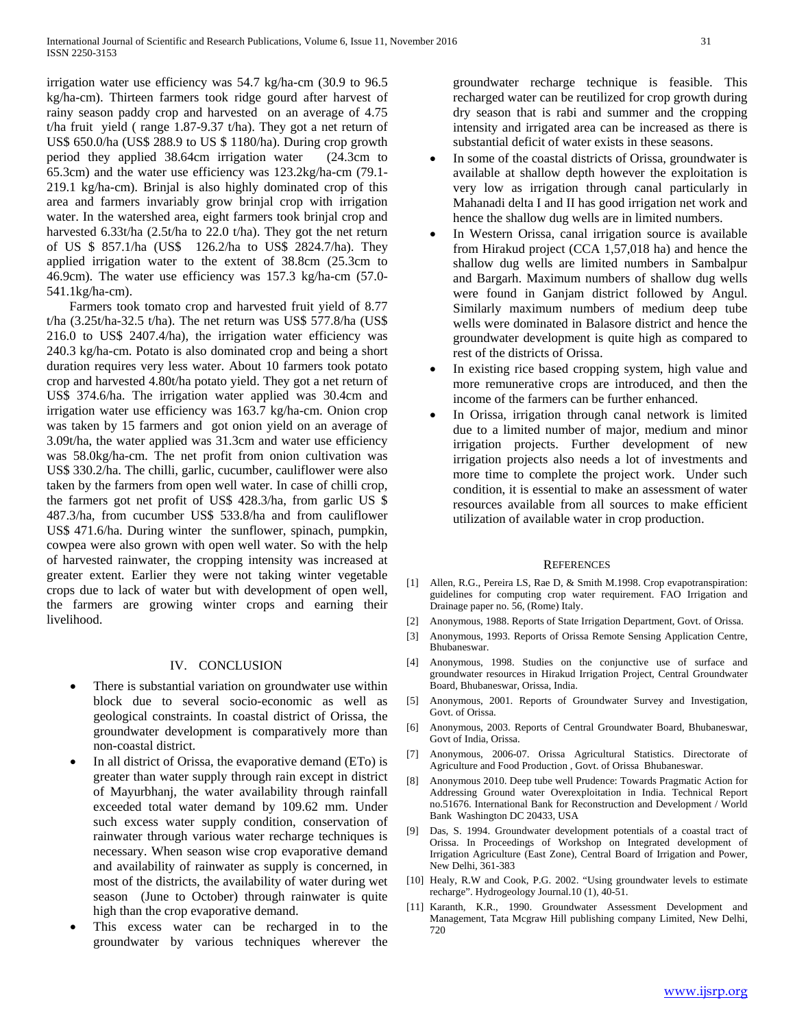irrigation water use efficiency was 54.7 kg/ha-cm (30.9 to 96.5 kg/ha-cm). Thirteen farmers took ridge gourd after harvest of rainy season paddy crop and harvested on an average of 4.75 t/ha fruit yield ( range 1.87-9.37 t/ha). They got a net return of US$ 650.0/ha (US$ 288.9 to US $ 1180/ha). During crop growth period they applied 38.64cm irrigation water (24.3cm to 65.3cm) and the water use efficiency was 123.2kg/ha-cm (79.1-219.1 kg/ha-cm). Brinjal is also highly dominated crop of this area and farmers invariably grow brinjal crop with irrigation water. In the watershed area, eight farmers took brinjal crop and harvested 6.33t/ha (2.5t/ha to 22.0 t/ha). They got the net return of US $ 857.1/ha (US$ 126.2/ha to US$ 2824.7/ha). They applied irrigation water to the extent of 38.8cm (25.3cm to 46.9cm). The water use efficiency was 157.3 kg/ha-cm (57.0-541.1kg/ha-cm).

Farmers took tomato crop and harvested fruit yield of 8.77 t/ha (3.25t/ha-32.5 t/ha). The net return was US$ 577.8/ha (US$ 216.0 to US$ 2407.4/ha), the irrigation water efficiency was 240.3 kg/ha-cm. Potato is also dominated crop and being a short duration requires very less water. About 10 farmers took potato crop and harvested 4.80t/ha potato yield. They got a net return of US$ 374.6/ha. The irrigation water applied was 30.4cm and irrigation water use efficiency was 163.7 kg/ha-cm. Onion crop was taken by 15 farmers and got onion yield on an average of 3.09t/ha, the water applied was 31.3cm and water use efficiency was 58.0kg/ha-cm. The net profit from onion cultivation was US$ 330.2/ha. The chilli, garlic, cucumber, cauliflower were also taken by the farmers from open well water. In case of chilli crop, the farmers got net profit of US$ 428.3/ha, from garlic US $ 487.3/ha, from cucumber US$ 533.8/ha and from cauliflower US$ 471.6/ha. During winter the sunflower, spinach, pumpkin, cowpea were also grown with open well water. So with the help of harvested rainwater, the cropping intensity was increased at greater extent. Earlier they were not taking winter vegetable crops due to lack of water but with development of open well, the farmers are growing winter crops and earning their livelihood.

## IV. CONCLUSION

- There is substantial variation on groundwater use within block due to several socio-economic as well as geological constraints. In coastal district of Orissa, the groundwater development is comparatively more than non-coastal district.
- In all district of Orissa, the evaporative demand (ETo) is greater than water supply through rain except in district of Mayurbhanj, the water availability through rainfall exceeded total water demand by 109.62 mm. Under such excess water supply condition, conservation of rainwater through various water recharge techniques is necessary. When season wise crop evaporative demand and availability of rainwater as supply is concerned, in most of the districts, the availability of water during wet season (June to October) through rainwater is quite high than the crop evaporative demand.
- This excess water can be recharged in to the groundwater by various techniques wherever the groundwater recharge technique is feasible. This recharged water can be reutilized for crop growth during dry season that is rabi and summer and the cropping intensity and irrigated area can be increased as there is substantial deficit of water exists in these seasons.
- In some of the coastal districts of Orissa, groundwater is available at shallow depth however the exploitation is very low as irrigation through canal particularly in Mahanadi delta I and II has good irrigation net work and hence the shallow dug wells are in limited numbers.
- In Western Orissa, canal irrigation source is available from Hirakud project (CCA 1,57,018 ha) and hence the shallow dug wells are limited numbers in Sambalpur and Bargarh. Maximum numbers of shallow dug wells were found in Ganjam district followed by Angul. Similarly maximum numbers of medium deep tube wells were dominated in Balasore district and hence the groundwater development is quite high as compared to rest of the districts of Orissa.
- In existing rice based cropping system, high value and more remunerative crops are introduced, and then the income of the farmers can be further enhanced.
- In Orissa, irrigation through canal network is limited due to a limited number of major, medium and minor irrigation projects. Further development of new irrigation projects also needs a lot of investments and more time to complete the project work. Under such condition, it is essential to make an assessment of water resources available from all sources to make efficient utilization of available water in crop production.

## REFERENCES

[1] Allen, R.G., Pereira LS, Rae D, & Smith M.1998. Crop evapotranspiration: guidelines for computing crop water requirement. FAO Irrigation and Drainage paper no. 56, (Rome) Italy.

[2] Anonymous, 1988. Reports of State Irrigation Department, Govt. of Orissa.

[3] Anonymous, 1993. Reports of Orissa Remote Sensing Application Centre, Bhubaneswar.

[4] Anonymous, 1998. Studies on the conjunctive use of surface and groundwater resources in Hirakud Irrigation Project, Central Groundwater Board, Bhubaneswar, Orissa, India.

[5] Anonymous, 2001. Reports of Groundwater Survey and Investigation, Govt. of Orissa.

[6] Anonymous, 2003. Reports of Central Groundwater Board, Bhubaneswar, Govt of India, Orissa.

[7] Anonymous, 2006-07. Orissa Agricultural Statistics. Directorate of Agriculture and Food Production , Govt. of Orissa Bhubaneswar.

[8] Anonymous 2010. Deep tube well Prudence: Towards Pragmatic Action for Addressing Ground water Overexploitation in India. Technical Report no.51676. International Bank for Reconstruction and Development / World Bank Washington DC 20433, USA

[9] Das, S. 1994. Groundwater development potentials of a coastal tract of Orissa. In Proceedings of Workshop on Integrated development of Irrigation Agriculture (East Zone), Central Board of Irrigation and Power, New Delhi, 361-383

[10] Healy, R.W and Cook, P.G. 2002. "Using groundwater levels to estimate recharge". Hydrogeology Journal.10 (1), 40-51.

[11] Karanth, K.R., 1990. Groundwater Assessment Development and Management, Tata Mcgraw Hill publishing company Limited, New Delhi, 720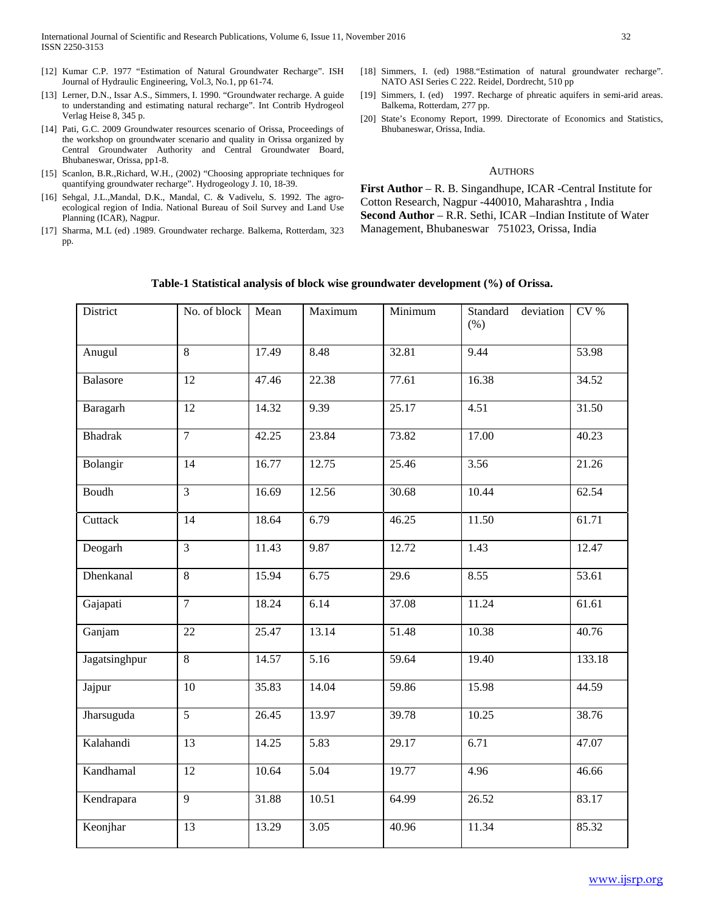[12] Kumar C.P. 1977 "Estimation of Natural Groundwater Recharge". ISH Journal of Hydraulic Engineering, Vol.3, No.1, pp 61-74.

[13] Lerner, D.N., Issar A.S., Simmers, I. 1990. "Groundwater recharge. A guide to understanding and estimating natural recharge". Int Contrib Hydrogeol Verlag Heise 8, 345 p.

[14] Pati, G.C. 2009 Groundwater resources scenario of Orissa, Proceedings of the workshop on groundwater scenario and quality in Orissa organized by Central Groundwater Authority and Central Groundwater Board, Bhubaneswar, Orissa, pp1-8.

[15] Scanlon, B.R.,Richard, W.H., (2002) "Choosing appropriate techniques for quantifying groundwater recharge". Hydrogeology J. 10, 18-39.

[16] Sehgal, J.L.,Mandal, D.K., Mandal, C. & Vadivelu, S. 1992. The agro-ecological region of India. National Bureau of Soil Survey and Land Use Planning (ICAR), Nagpur.

[17] Sharma, M.L (ed) .1989. Groundwater recharge. Balkema, Rotterdam, 323 pp.

[18] Simmers, I. (ed) 1988."Estimation of natural groundwater recharge". NATO ASI Series C 222. Reidel, Dordrecht, 510 pp

[19] Simmers, I. (ed) 1997. Recharge of phreatic aquifers in semi-arid areas. Balkema, Rotterdam, 277 pp.

[20] State's Economy Report, 1999. Directorate of Economics and Statistics, Bhubaneswar, Orissa, India.

## AUTHORS

**First Author** – R. B. Singandhupe, ICAR -Central Institute for Cotton Research, Nagpur -440010, Maharashtra , India
**Second Author** – R.R. Sethi, ICAR –Indian Institute of Water Management, Bhubaneswar 751023, Orissa, India

**Table-1 Statistical analysis of block wise groundwater development (%) of Orissa.**

| District | No. of block | Mean | Maximum | Minimum | Standard deviation (%) | CV % |
|---|---|---|---|---|---|---|
| Anugul | 8 | 17.49 | 8.48 | 32.81 | 9.44 | 53.98 |
| Balasore | 12 | 47.46 | 22.38 | 77.61 | 16.38 | 34.52 |
| Baragarh | 12 | 14.32 | 9.39 | 25.17 | 4.51 | 31.50 |
| Bhadrak | 7 | 42.25 | 23.84 | 73.82 | 17.00 | 40.23 |
| Bolangir | 14 | 16.77 | 12.75 | 25.46 | 3.56 | 21.26 |
| Boudh | 3 | 16.69 | 12.56 | 30.68 | 10.44 | 62.54 |
| Cuttack | 14 | 18.64 | 6.79 | 46.25 | 11.50 | 61.71 |
| Deogarh | 3 | 11.43 | 9.87 | 12.72 | 1.43 | 12.47 |
| Dhenkanal | 8 | 15.94 | 6.75 | 29.6 | 8.55 | 53.61 |
| Gajapati | 7 | 18.24 | 6.14 | 37.08 | 11.24 | 61.61 |
| Ganjam | 22 | 25.47 | 13.14 | 51.48 | 10.38 | 40.76 |
| Jagatsinghpur | 8 | 14.57 | 5.16 | 59.64 | 19.40 | 133.18 |
| Jajpur | 10 | 35.83 | 14.04 | 59.86 | 15.98 | 44.59 |
| Jharsuguda | 5 | 26.45 | 13.97 | 39.78 | 10.25 | 38.76 |
| Kalahandi | 13 | 14.25 | 5.83 | 29.17 | 6.71 | 47.07 |
| Kandhamal | 12 | 10.64 | 5.04 | 19.77 | 4.96 | 46.66 |
| Kendrapara | 9 | 31.88 | 10.51 | 64.99 | 26.52 | 83.17 |
| Keonjhar | 13 | 13.29 | 3.05 | 40.96 | 11.34 | 85.32 |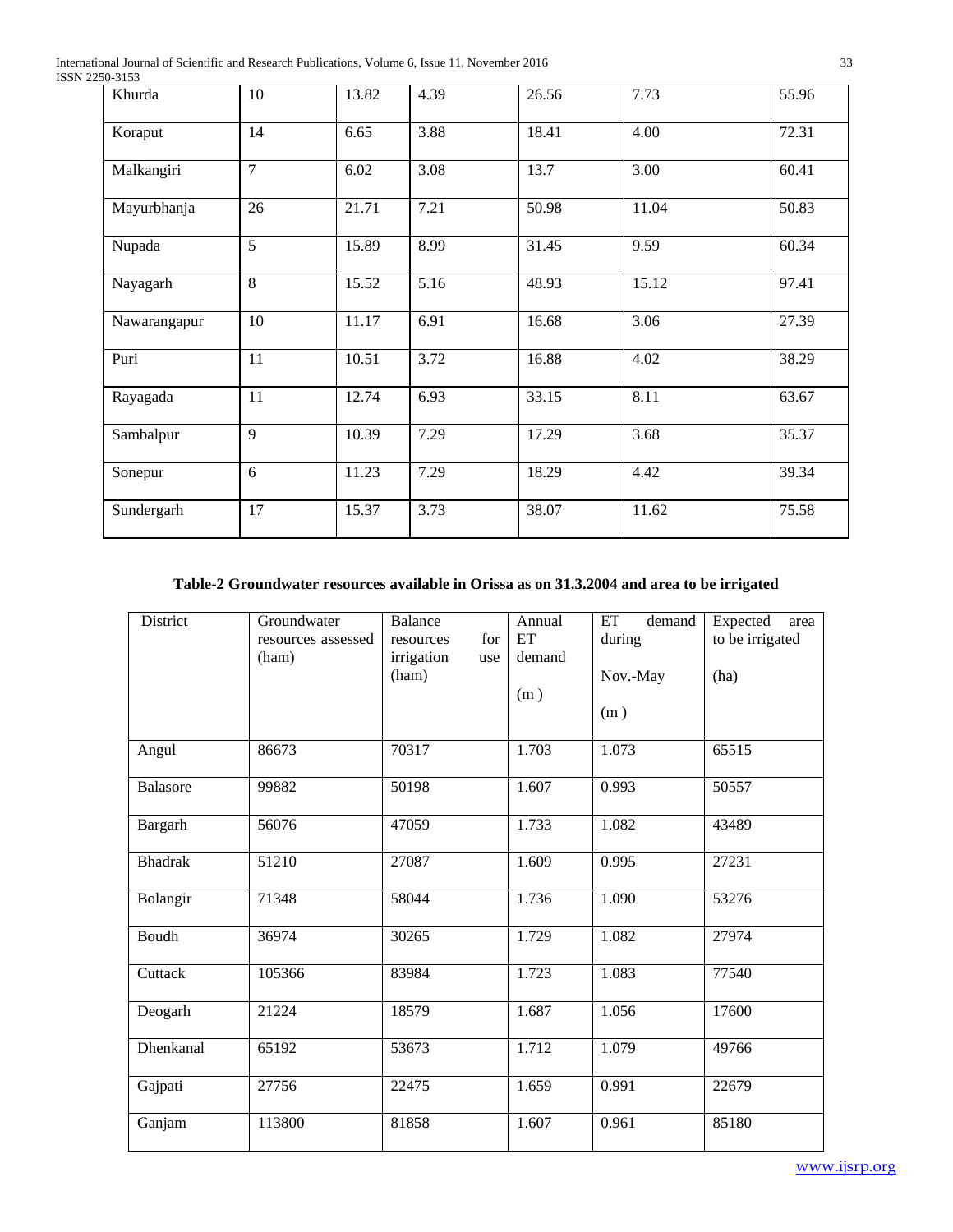| Khurda | 10 | 13.82 | 4.39 | 26.56 | 7.73 | 55.96 |
|---|---|---|---|---|---|---|
| Koraput | 14 | 6.65 | 3.88 | 18.41 | 4.00 | 72.31 |
| Malkangiri | 7 | 6.02 | 3.08 | 13.7 | 3.00 | 60.41 |
| Mayurbhanja | 26 | 21.71 | 7.21 | 50.98 | 11.04 | 50.83 |
| Nupada | 5 | 15.89 | 8.99 | 31.45 | 9.59 | 60.34 |
| Nayagarh | 8 | 15.52 | 5.16 | 48.93 | 15.12 | 97.41 |
| Nawarangapur | 10 | 11.17 | 6.91 | 16.68 | 3.06 | 27.39 |
| Puri | 11 | 10.51 | 3.72 | 16.88 | 4.02 | 38.29 |
| Rayagada | 11 | 12.74 | 6.93 | 33.15 | 8.11 | 63.67 |
| Sambalpur | 9 | 10.39 | 7.29 | 17.29 | 3.68 | 35.37 |
| Sonepur | 6 | 11.23 | 7.29 | 18.29 | 4.42 | 39.34 |
| Sundergarh | 17 | 15.37 | 3.73 | 38.07 | 11.62 | 75.58 |

**Table-2 Groundwater resources available in Orissa as on 31.3.2004 and area to be irrigated**

| District | Groundwater resources assessed (ham) | Balance resources for irrigation use (ham) | Annual ET demand (m) | ET demand during Nov.-May (m) | Expected area to be irrigated (ha) |
|---|---|---|---|---|---|
| Angul | 86673 | 70317 | 1.703 | 1.073 | 65515 |
| Balasore | 99882 | 50198 | 1.607 | 0.993 | 50557 |
| Bargarh | 56076 | 47059 | 1.733 | 1.082 | 43489 |
| Bhadrak | 51210 | 27087 | 1.609 | 0.995 | 27231 |
| Bolangir | 71348 | 58044 | 1.736 | 1.090 | 53276 |
| Boudh | 36974 | 30265 | 1.729 | 1.082 | 27974 |
| Cuttack | 105366 | 83984 | 1.723 | 1.083 | 77540 |
| Deogarh | 21224 | 18579 | 1.687 | 1.056 | 17600 |
| Dhenkanal | 65192 | 53673 | 1.712 | 1.079 | 49766 |
| Gajpati | 27756 | 22475 | 1.659 | 0.991 | 22679 |
| Ganjam | 113800 | 81858 | 1.607 | 0.961 | 85180 |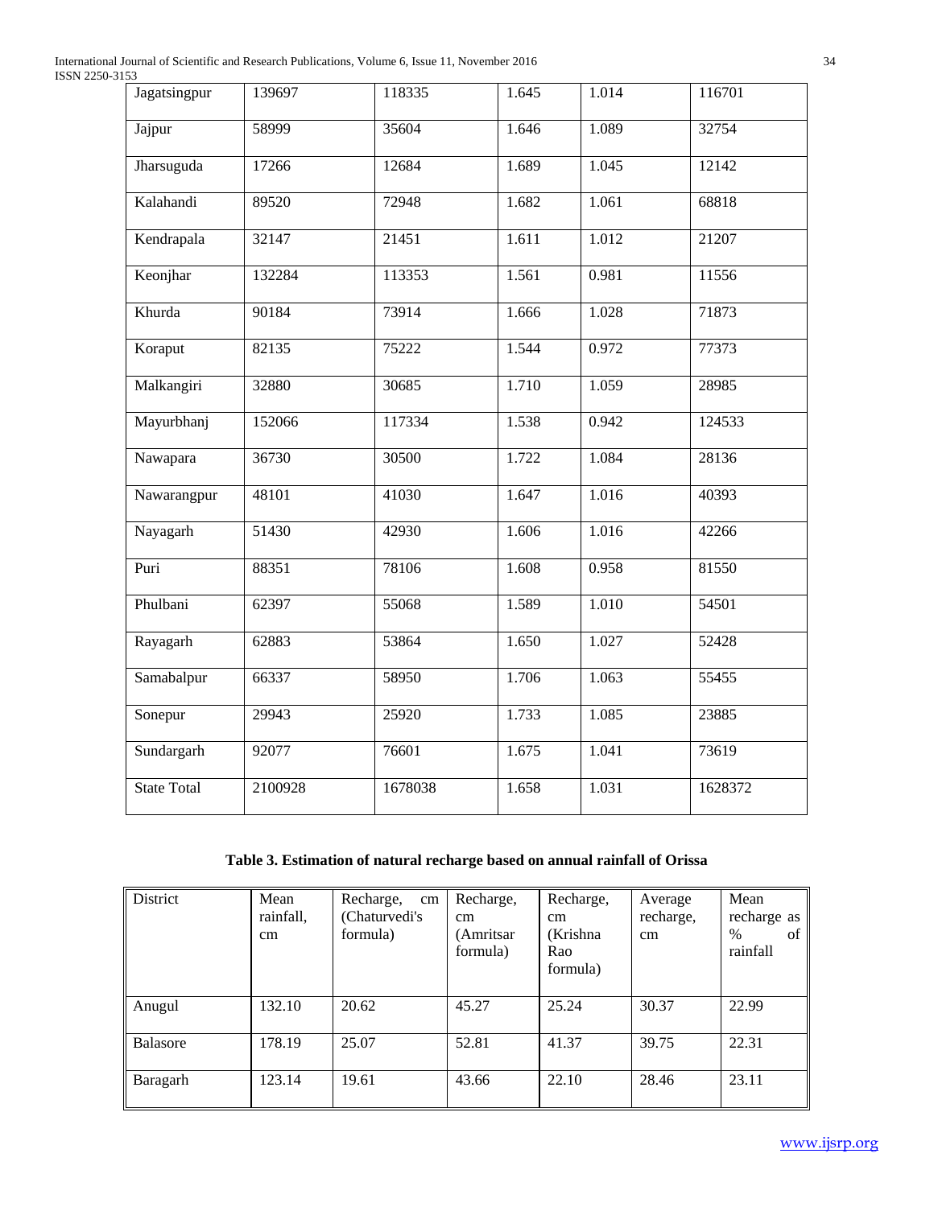| Jagatsingpur | 139697 | 118335 | 1.645 | 1.014 | 116701 |
|---|---|---|---|---|---|
| Jajpur | 58999 | 35604 | 1.646 | 1.089 | 32754 |
| Jharsuguda | 17266 | 12684 | 1.689 | 1.045 | 12142 |
| Kalahandi | 89520 | 72948 | 1.682 | 1.061 | 68818 |
| Kendrapala | 32147 | 21451 | 1.611 | 1.012 | 21207 |
| Keonjhar | 132284 | 113353 | 1.561 | 0.981 | 11556 |
| Khurda | 90184 | 73914 | 1.666 | 1.028 | 71873 |
| Koraput | 82135 | 75222 | 1.544 | 0.972 | 77373 |
| Malkangiri | 32880 | 30685 | 1.710 | 1.059 | 28985 |
| Mayurbhanj | 152066 | 117334 | 1.538 | 0.942 | 124533 |
| Nawapara | 36730 | 30500 | 1.722 | 1.084 | 28136 |
| Nawarangpur | 48101 | 41030 | 1.647 | 1.016 | 40393 |
| Nayagarh | 51430 | 42930 | 1.606 | 1.016 | 42266 |
| Puri | 88351 | 78106 | 1.608 | 0.958 | 81550 |
| Phulbani | 62397 | 55068 | 1.589 | 1.010 | 54501 |
| Rayagarh | 62883 | 53864 | 1.650 | 1.027 | 52428 |
| Samabalpur | 66337 | 58950 | 1.706 | 1.063 | 55455 |
| Sonepur | 29943 | 25920 | 1.733 | 1.085 | 23885 |
| Sundargarh | 92077 | 76601 | 1.675 | 1.041 | 73619 |
| State Total | 2100928 | 1678038 | 1.658 | 1.031 | 1628372 |

**Table 3. Estimation of natural recharge based on annual rainfall of Orissa**

| District | Mean rainfall, cm | Recharge, cm (Chaturvedi's formula) | Recharge, cm (Amritsar formula) | Recharge, cm (Krishna Rao formula) | Average recharge, cm | Mean recharge as % of rainfall |
|---|---|---|---|---|---|---|
| Anugul | 132.10 | 20.62 | 45.27 | 25.24 | 30.37 | 22.99 |
| Balasore | 178.19 | 25.07 | 52.81 | 41.37 | 39.75 | 22.31 |
| Baragarh | 123.14 | 19.61 | 43.66 | 22.10 | 28.46 | 23.11 |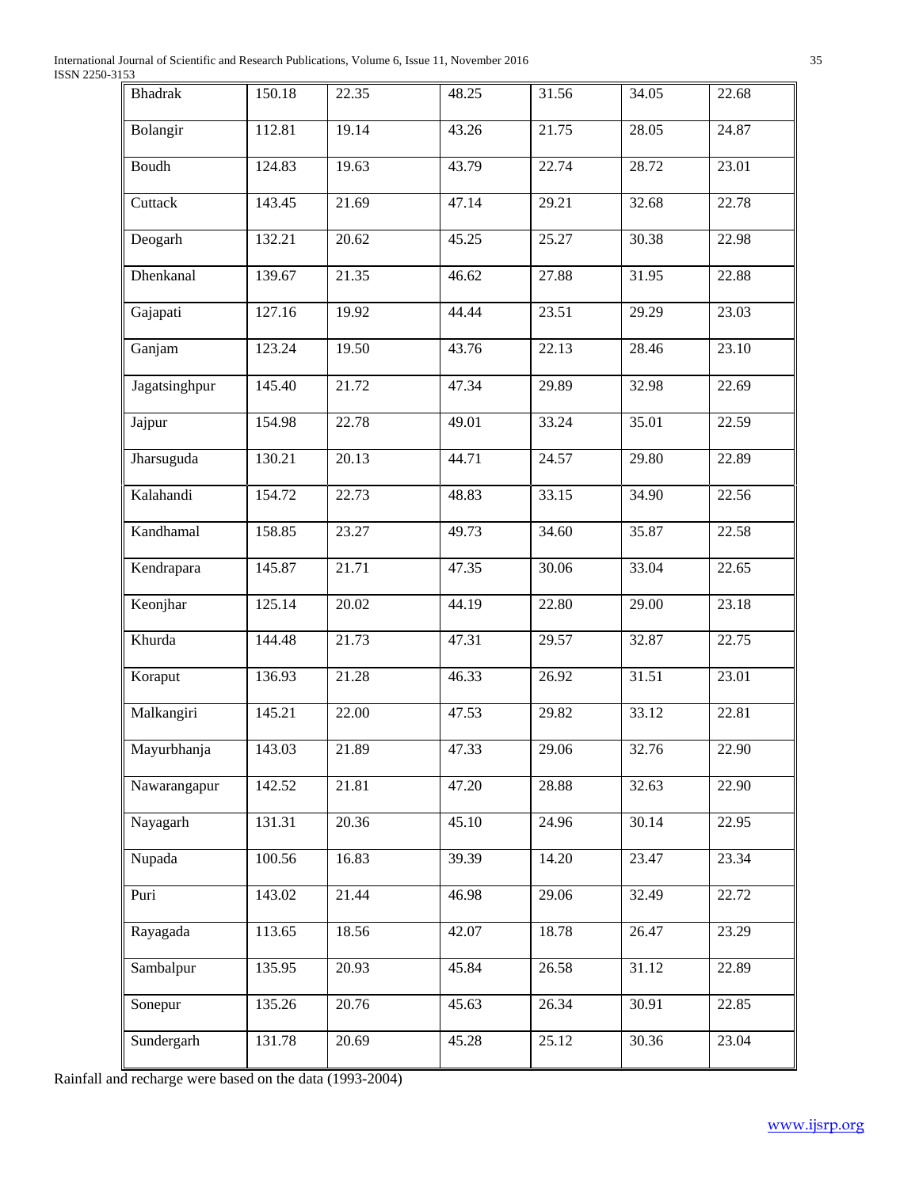| Bhadrak | 150.18 | 22.35 | 48.25 | 31.56 | 34.05 | 22.68 |
|---|---|---|---|---|---|---|
| Bolangir | 112.81 | 19.14 | 43.26 | 21.75 | 28.05 | 24.87 |
| Boudh | 124.83 | 19.63 | 43.79 | 22.74 | 28.72 | 23.01 |
| Cuttack | 143.45 | 21.69 | 47.14 | 29.21 | 32.68 | 22.78 |
| Deogarh | 132.21 | 20.62 | 45.25 | 25.27 | 30.38 | 22.98 |
| Dhenkanal | 139.67 | 21.35 | 46.62 | 27.88 | 31.95 | 22.88 |
| Gajapati | 127.16 | 19.92 | 44.44 | 23.51 | 29.29 | 23.03 |
| Ganjam | 123.24 | 19.50 | 43.76 | 22.13 | 28.46 | 23.10 |
| Jagatsinghpur | 145.40 | 21.72 | 47.34 | 29.89 | 32.98 | 22.69 |
| Jajpur | 154.98 | 22.78 | 49.01 | 33.24 | 35.01 | 22.59 |
| Jharsuguda | 130.21 | 20.13 | 44.71 | 24.57 | 29.80 | 22.89 |
| Kalahandi | 154.72 | 22.73 | 48.83 | 33.15 | 34.90 | 22.56 |
| Kandhamal | 158.85 | 23.27 | 49.73 | 34.60 | 35.87 | 22.58 |
| Kendrapara | 145.87 | 21.71 | 47.35 | 30.06 | 33.04 | 22.65 |
| Keonjhar | 125.14 | 20.02 | 44.19 | 22.80 | 29.00 | 23.18 |
| Khurda | 144.48 | 21.73 | 47.31 | 29.57 | 32.87 | 22.75 |
| Koraput | 136.93 | 21.28 | 46.33 | 26.92 | 31.51 | 23.01 |
| Malkangiri | 145.21 | 22.00 | 47.53 | 29.82 | 33.12 | 22.81 |
| Mayurbhanja | 143.03 | 21.89 | 47.33 | 29.06 | 32.76 | 22.90 |
| Nawarangapur | 142.52 | 21.81 | 47.20 | 28.88 | 32.63 | 22.90 |
| Nayagarh | 131.31 | 20.36 | 45.10 | 24.96 | 30.14 | 22.95 |
| Nupada | 100.56 | 16.83 | 39.39 | 14.20 | 23.47 | 23.34 |
| Puri | 143.02 | 21.44 | 46.98 | 29.06 | 32.49 | 22.72 |
| Rayagada | 113.65 | 18.56 | 42.07 | 18.78 | 26.47 | 23.29 |
| Sambalpur | 135.95 | 20.93 | 45.84 | 26.58 | 31.12 | 22.89 |
| Sonepur | 135.26 | 20.76 | 45.63 | 26.34 | 30.91 | 22.85 |
| Sundergarh | 131.78 | 20.69 | 45.28 | 25.12 | 30.36 | 23.04 |

Rainfall and recharge were based on the data (1993-2004)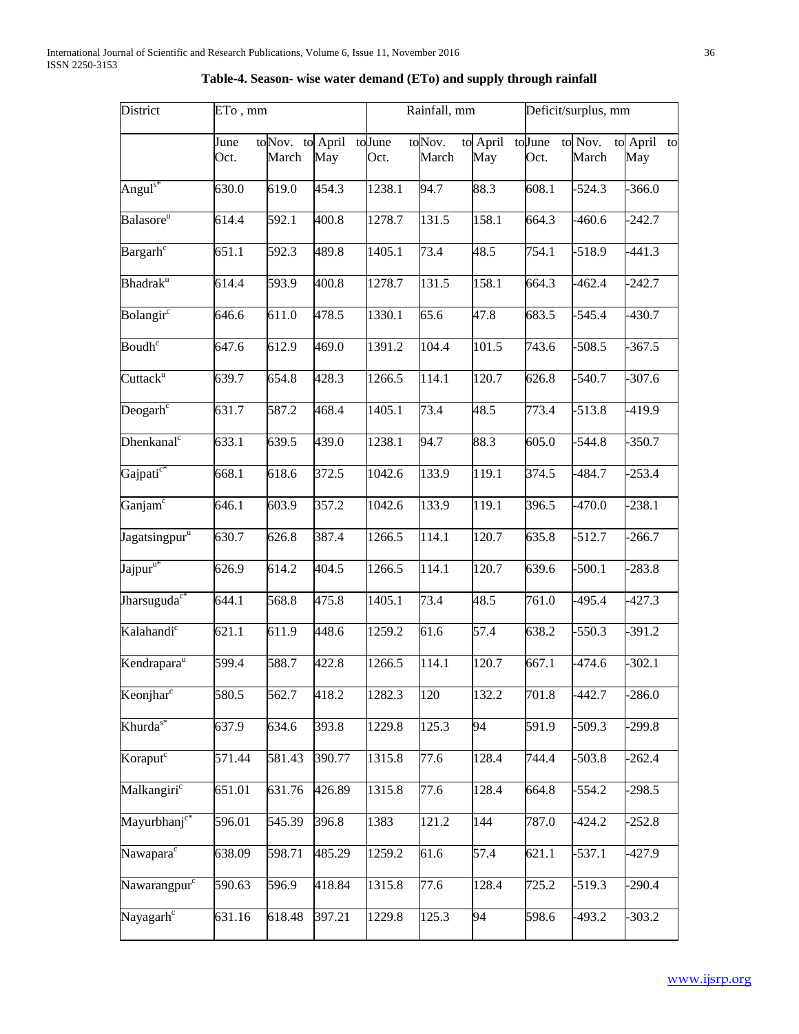**Table-4. Season- wise water demand (ETo) and supply through rainfall**

| District | ETo , mm | | | Rainfall, mm | | | Deficit/surplus, mm | | |
|---|---|---|---|---|---|---|---|---|---|
| | June to Oct. | Nov. to March | April to May | June to Oct. | Nov. to March | April to May | June to Oct. | Nov. to March | April to May |
| Angul[s*] | 630.0 | 619.0 | 454.3 | 1238.1 | 94.7 | 88.3 | 608.1 | -524.3 | -366.0 |
| Balasore[u] | 614.4 | 592.1 | 400.8 | 1278.7 | 131.5 | 158.1 | 664.3 | -460.6 | -242.7 |
| Bargarh[c] | 651.1 | 592.3 | 489.8 | 1405.1 | 73.4 | 48.5 | 754.1 | -518.9 | -441.3 |
| Bhadrak[u] | 614.4 | 593.9 | 400.8 | 1278.7 | 131.5 | 158.1 | 664.3 | -462.4 | -242.7 |
| Bolangir[c] | 646.6 | 611.0 | 478.5 | 1330.1 | 65.6 | 47.8 | 683.5 | -545.4 | -430.7 |
| Boudh[c] | 647.6 | 612.9 | 469.0 | 1391.2 | 104.4 | 101.5 | 743.6 | -508.5 | -367.5 |
| Cuttack[u] | 639.7 | 654.8 | 428.3 | 1266.5 | 114.1 | 120.7 | 626.8 | -540.7 | -307.6 |
| Deogarh[c] | 631.7 | 587.2 | 468.4 | 1405.1 | 73.4 | 48.5 | 773.4 | -513.8 | -419.9 |
| Dhenkanal[c] | 633.1 | 639.5 | 439.0 | 1238.1 | 94.7 | 88.3 | 605.0 | -544.8 | -350.7 |
| Gajpati[c*] | 668.1 | 618.6 | 372.5 | 1042.6 | 133.9 | 119.1 | 374.5 | -484.7 | -253.4 |
| Ganjam[c] | 646.1 | 603.9 | 357.2 | 1042.6 | 133.9 | 119.1 | 396.5 | -470.0 | -238.1 |
| Jagatsingpur[u] | 630.7 | 626.8 | 387.4 | 1266.5 | 114.1 | 120.7 | 635.8 | -512.7 | -266.7 |
| Jajpur[u*] | 626.9 | 614.2 | 404.5 | 1266.5 | 114.1 | 120.7 | 639.6 | -500.1 | -283.8 |
| Jharsuguda[c*] | 644.1 | 568.8 | 475.8 | 1405.1 | 73.4 | 48.5 | 761.0 | -495.4 | -427.3 |
| Kalahandi[c] | 621.1 | 611.9 | 448.6 | 1259.2 | 61.6 | 57.4 | 638.2 | -550.3 | -391.2 |
| Kendrapara[u] | 599.4 | 588.7 | 422.8 | 1266.5 | 114.1 | 120.7 | 667.1 | -474.6 | -302.1 |
| Keonjhar[c] | 580.5 | 562.7 | 418.2 | 1282.3 | 120 | 132.2 | 701.8 | -442.7 | -286.0 |
| Khurda[s*] | 637.9 | 634.6 | 393.8 | 1229.8 | 125.3 | 94 | 591.9 | -509.3 | -299.8 |
| Koraput[c] | 571.44 | 581.43 | 390.77 | 1315.8 | 77.6 | 128.4 | 744.4 | -503.8 | -262.4 |
| Malkangiri[c] | 651.01 | 631.76 | 426.89 | 1315.8 | 77.6 | 128.4 | 664.8 | -554.2 | -298.5 |
| Mayurbhanj[c*] | 596.01 | 545.39 | 396.8 | 1383 | 121.2 | 144 | 787.0 | -424.2 | -252.8 |
| Nawapara[c] | 638.09 | 598.71 | 485.29 | 1259.2 | 61.6 | 57.4 | 621.1 | -537.1 | -427.9 |
| Nawarangpur[c] | 590.63 | 596.9 | 418.84 | 1315.8 | 77.6 | 128.4 | 725.2 | -519.3 | -290.4 |
| Nayagarh[c] | 631.16 | 618.48 | 397.21 | 1229.8 | 125.3 | 94 | 598.6 | -493.2 | -303.2 |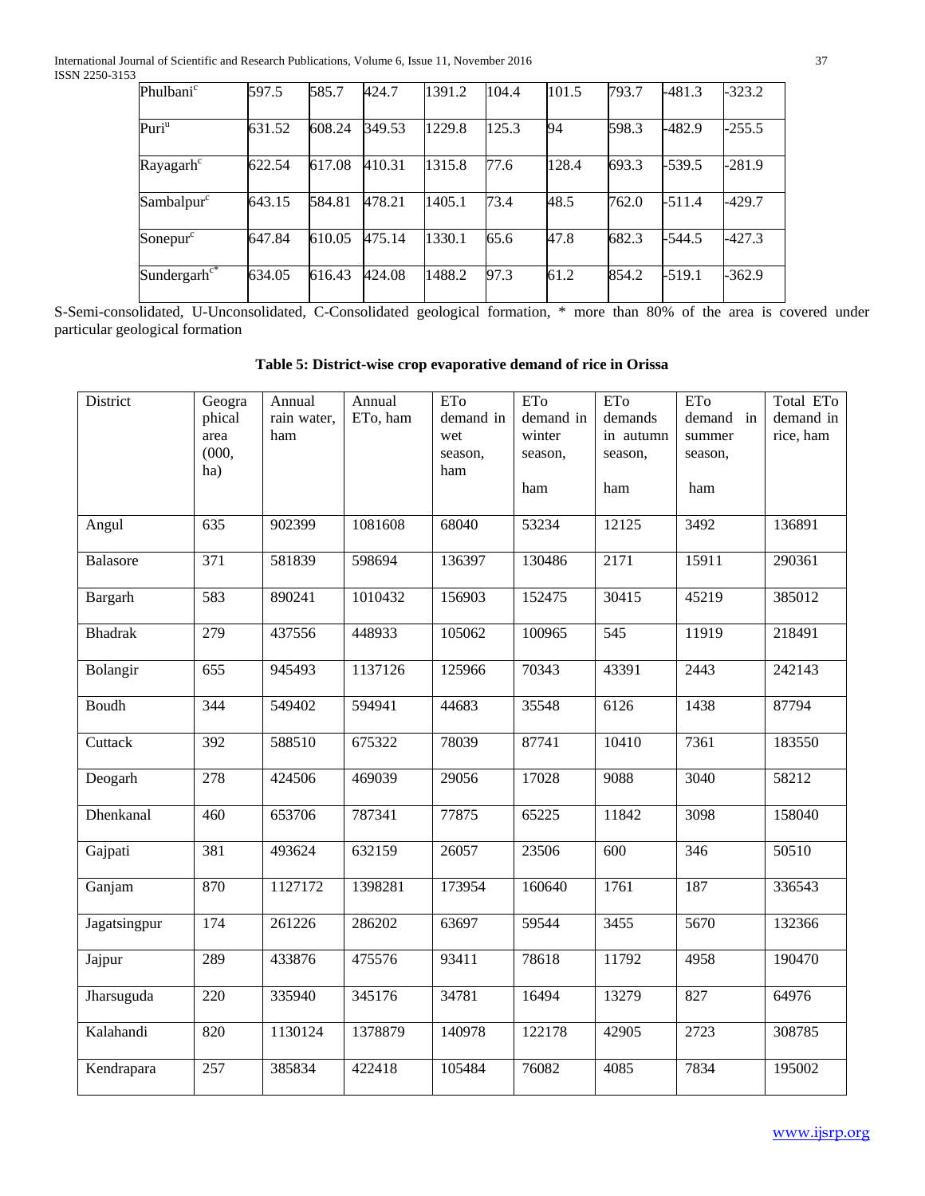| Phulbani[c] | 597.5 | 585.7 | 424.7 | 1391.2 | 104.4 | 101.5 | 793.7 | -481.3 | -323.2 |
|---|---|---|---|---|---|---|---|---|---|
| Puri[u] | 631.52 | 608.24 | 349.53 | 1229.8 | 125.3 | 94 | 598.3 | -482.9 | -255.5 |
| Rayagarh[c] | 622.54 | 617.08 | 410.31 | 1315.8 | 77.6 | 128.4 | 693.3 | -539.5 | -281.9 |
| Sambalpur[c] | 643.15 | 584.81 | 478.21 | 1405.1 | 73.4 | 48.5 | 762.0 | -511.4 | -429.7 |
| Sonepur[c] | 647.84 | 610.05 | 475.14 | 1330.1 | 65.6 | 47.8 | 682.3 | -544.5 | -427.3 |
| Sundergarh[c*] | 634.05 | 616.43 | 424.08 | 1488.2 | 97.3 | 61.2 | 854.2 | -519.1 | -362.9 |

S-Semi-consolidated, U-Unconsolidated, C-Consolidated geological formation, * more than 80% of the area is covered under particular geological formation

**Table 5: District-wise crop evaporative demand of rice in Orissa**

| District | Geographical area (000, ha) | Annual rain water, ham | Annual ETo, ham | ETo demand in wet season, ham | ETo demand in winter season, ham | ETo demands in autumn season, ham | ETo demand in summer season, ham | Total ETo demand in rice, ham |
|---|---|---|---|---|---|---|---|---|
| Angul | 635 | 902399 | 1081608 | 68040 | 53234 | 12125 | 3492 | 136891 |
| Balasore | 371 | 581839 | 598694 | 136397 | 130486 | 2171 | 15911 | 290361 |
| Bargarh | 583 | 890241 | 1010432 | 156903 | 152475 | 30415 | 45219 | 385012 |
| Bhadrak | 279 | 437556 | 448933 | 105062 | 100965 | 545 | 11919 | 218491 |
| Bolangir | 655 | 945493 | 1137126 | 125966 | 70343 | 43391 | 2443 | 242143 |
| Boudh | 344 | 549402 | 594941 | 44683 | 35548 | 6126 | 1438 | 87794 |
| Cuttack | 392 | 588510 | 675322 | 78039 | 87741 | 10410 | 7361 | 183550 |
| Deogarh | 278 | 424506 | 469039 | 29056 | 17028 | 9088 | 3040 | 58212 |
| Dhenkanal | 460 | 653706 | 787341 | 77875 | 65225 | 11842 | 3098 | 158040 |
| Gajpati | 381 | 493624 | 632159 | 26057 | 23506 | 600 | 346 | 50510 |
| Ganjam | 870 | 1127172 | 1398281 | 173954 | 160640 | 1761 | 187 | 336543 |
| Jagatsingpur | 174 | 261226 | 286202 | 63697 | 59544 | 3455 | 5670 | 132366 |
| Jajpur | 289 | 433876 | 475576 | 93411 | 78618 | 11792 | 4958 | 190470 |
| Jharsuguda | 220 | 335940 | 345176 | 34781 | 16494 | 13279 | 827 | 64976 |
| Kalahandi | 820 | 1130124 | 1378879 | 140978 | 122178 | 42905 | 2723 | 308785 |
| Kendrapara | 257 | 385834 | 422418 | 105484 | 76082 | 4085 | 7834 | 195002 |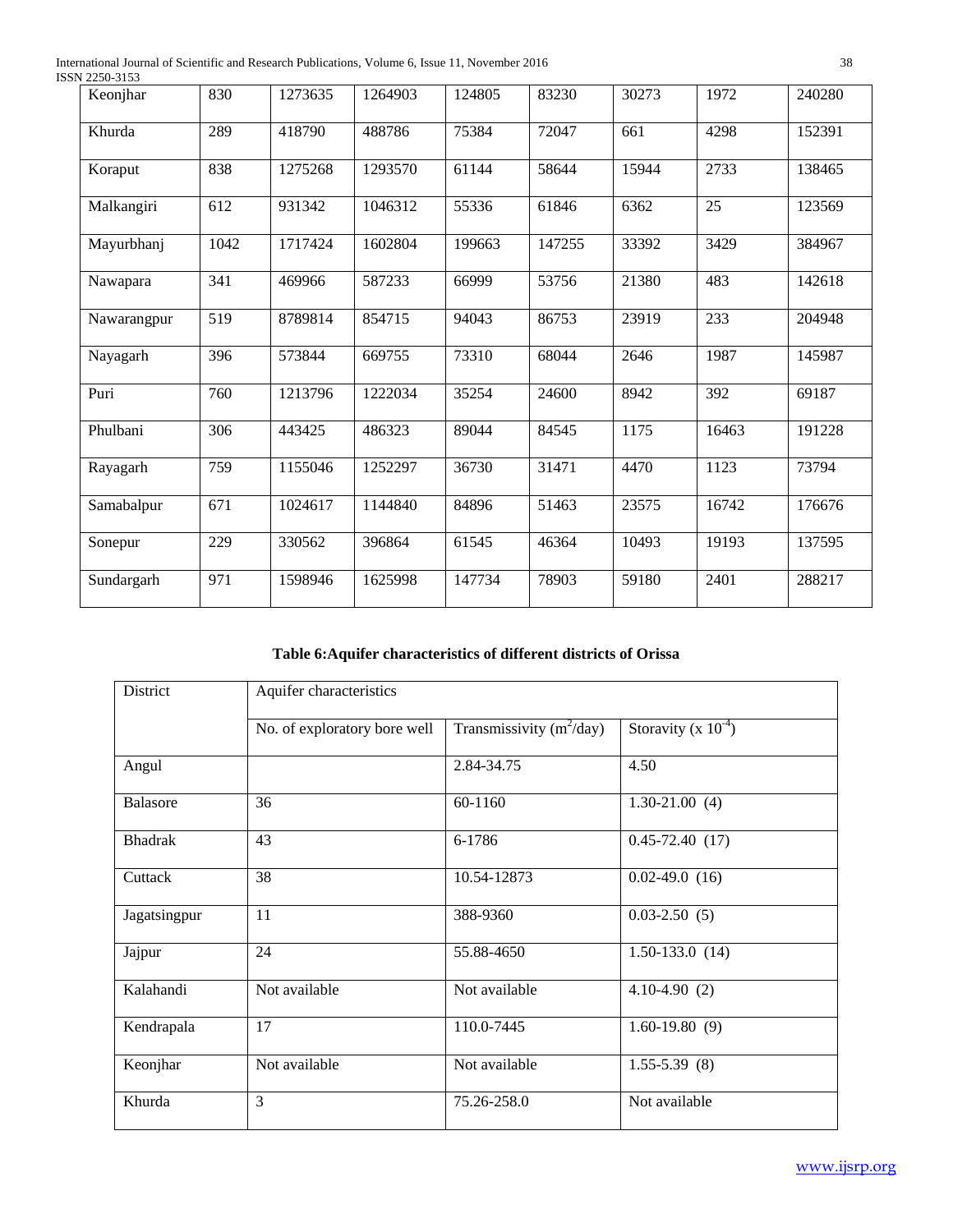| Keonjhar | 830 | 1273635 | 1264903 | 124805 | 83230 | 30273 | 1972 | 240280 |
|---|---|---|---|---|---|---|---|---|
| Khurda | 289 | 418790 | 488786 | 75384 | 72047 | 661 | 4298 | 152391 |
| Koraput | 838 | 1275268 | 1293570 | 61144 | 58644 | 15944 | 2733 | 138465 |
| Malkangiri | 612 | 931342 | 1046312 | 55336 | 61846 | 6362 | 25 | 123569 |
| Mayurbhanj | 1042 | 1717424 | 1602804 | 199663 | 147255 | 33392 | 3429 | 384967 |
| Nawapara | 341 | 469966 | 587233 | 66999 | 53756 | 21380 | 483 | 142618 |
| Nawarangpur | 519 | 8789814 | 854715 | 94043 | 86753 | 23919 | 233 | 204948 |
| Nayagarh | 396 | 573844 | 669755 | 73310 | 68044 | 2646 | 1987 | 145987 |
| Puri | 760 | 1213796 | 1222034 | 35254 | 24600 | 8942 | 392 | 69187 |
| Phulbani | 306 | 443425 | 486323 | 89044 | 84545 | 1175 | 16463 | 191228 |
| Rayagarh | 759 | 1155046 | 1252297 | 36730 | 31471 | 4470 | 1123 | 73794 |
| Samabalpur | 671 | 1024617 | 1144840 | 84896 | 51463 | 23575 | 16742 | 176676 |
| Sonepur | 229 | 330562 | 396864 | 61545 | 46364 | 10493 | 19193 | 137595 |
| Sundargarh | 971 | 1598946 | 1625998 | 147734 | 78903 | 59180 | 2401 | 288217 |

**Table 6:Aquifer characteristics of different districts of Orissa**

| District | Aquifer characteristics | | |
|---|---|---|---|
| | No. of exploratory bore well | Transmissivity ($m^2$/day) | Storavity (x $10^{-4}$) |
| Angul | | 2.84-34.75 | 4.50 |
| Balasore | 36 | 60-1160 | 1.30-21.00 (4) |
| Bhadrak | 43 | 6-1786 | 0.45-72.40 (17) |
| Cuttack | 38 | 10.54-12873 | 0.02-49.0 (16) |
| Jagatsingpur | 11 | 388-9360 | 0.03-2.50 (5) |
| Jajpur | 24 | 55.88-4650 | 1.50-133.0 (14) |
| Kalahandi | Not available | Not available | 4.10-4.90 (2) |
| Kendrapala | 17 | 110.0-7445 | 1.60-19.80 (9) |
| Keonjhar | Not available | Not available | 1.55-5.39 (8) |
| Khurda | 3 | 75.26-258.0 | Not available |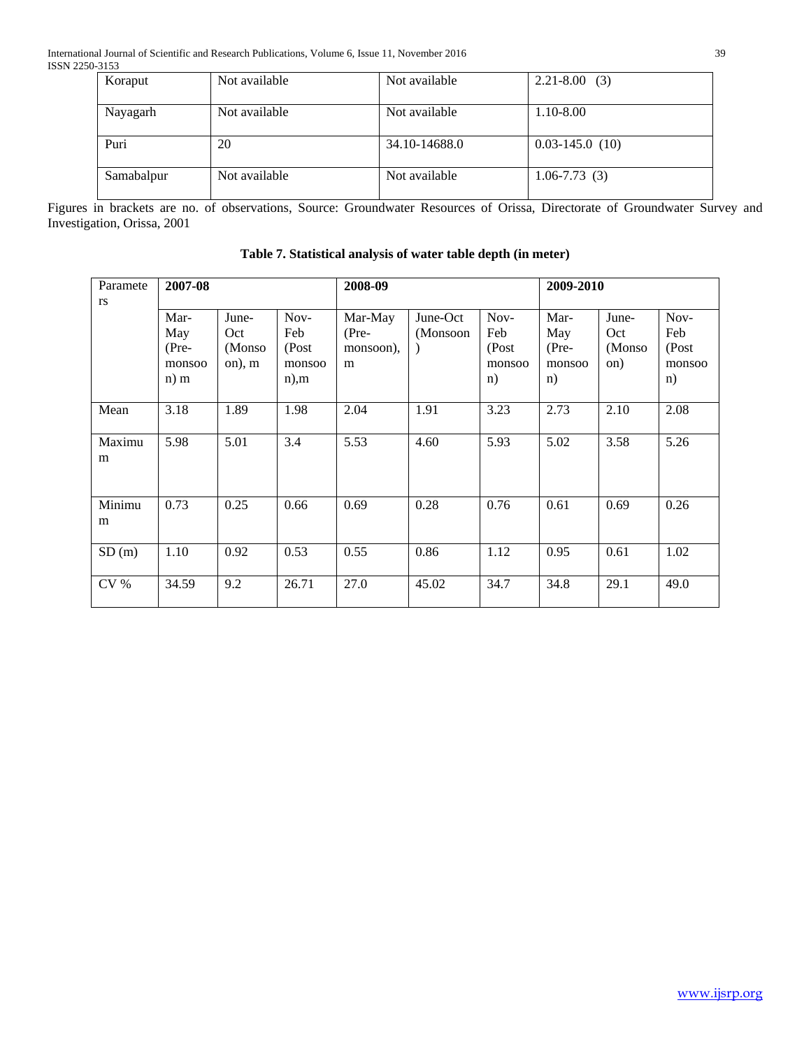| Koraput | Not available | Not available | 2.21-8.00 (3) |
|---|---|---|---|
| Nayagarh | Not available | Not available | 1.10-8.00 |
| Puri | 20 | 34.10-14688.0 | 0.03-145.0 (10) |
| Samabalpur | Not available | Not available | 1.06-7.73 (3) |

Figures in brackets are no. of observations, Source: Groundwater Resources of Orissa, Directorate of Groundwater Survey and Investigation, Orissa, 2001

**Table 7. Statistical analysis of water table depth (in meter)**

| Parameters | 2007-08 | | | 2008-09 | | | 2009-2010 | | |
|---|---|---|---|---|---|---|---|---|---|
| | Mar-May (Pre-monsoon) m | June-Oct (Monsoon), m | Nov-Feb (Post monsoon),m | Mar-May (Pre-monsoon), m | June-Oct (Monsoon) | Nov-Feb (Post monsoon) | Mar-May (Pre-monsoon) | June-Oct (Monsoon) | Nov-Feb (Post monsoon) |
| Mean | 3.18 | 1.89 | 1.98 | 2.04 | 1.91 | 3.23 | 2.73 | 2.10 | 2.08 |
| Maximum | 5.98 | 5.01 | 3.4 | 5.53 | 4.60 | 5.93 | 5.02 | 3.58 | 5.26 |
| Minimum | 0.73 | 0.25 | 0.66 | 0.69 | 0.28 | 0.76 | 0.61 | 0.69 | 0.26 |
| SD (m) | 1.10 | 0.92 | 0.53 | 0.55 | 0.86 | 1.12 | 0.95 | 0.61 | 1.02 |
| CV % | 34.59 | 9.2 | 26.71 | 27.0 | 45.02 | 34.7 | 34.8 | 29.1 | 49.0 |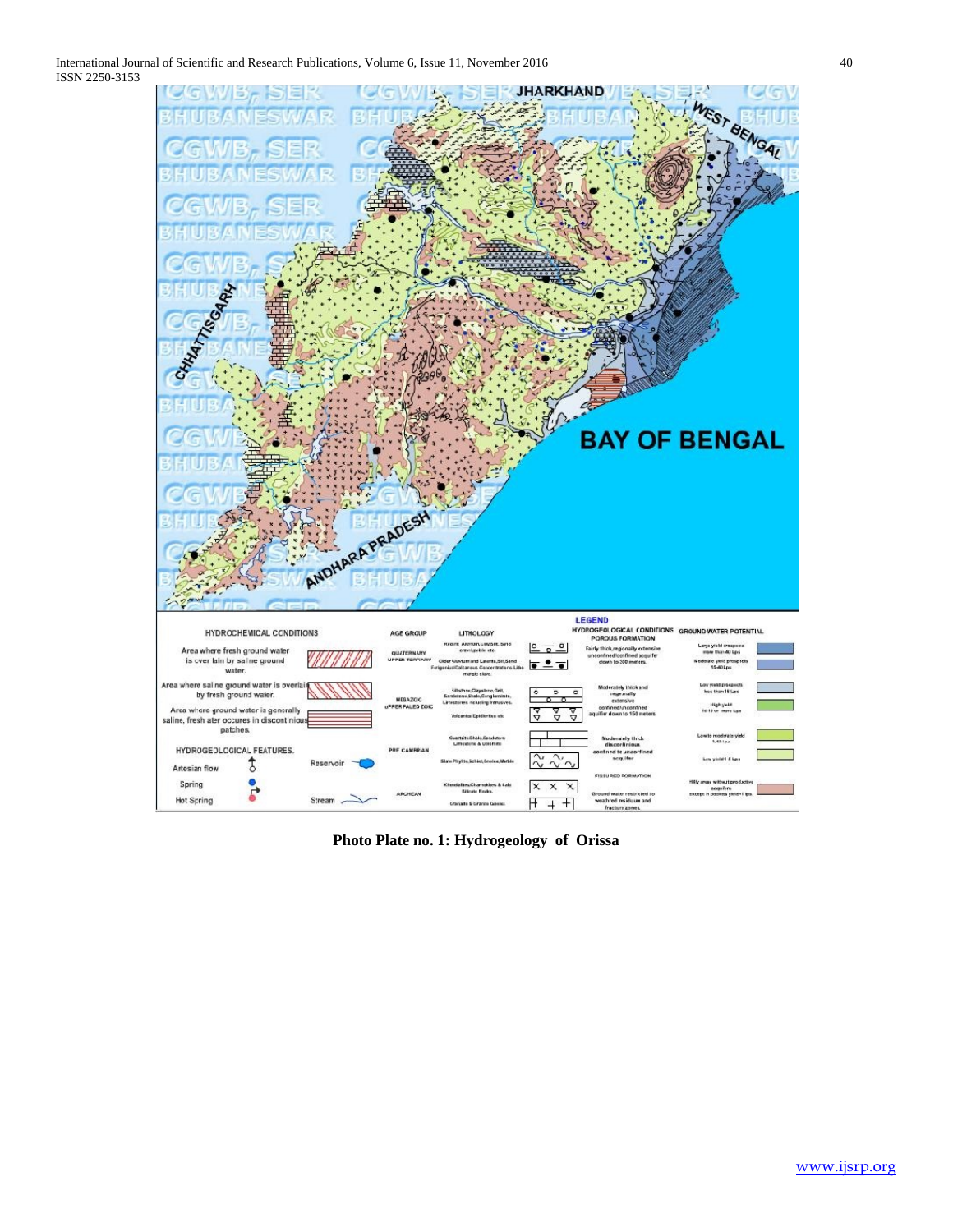**Photo Plate no. 1: Hydrogeology of Orissa**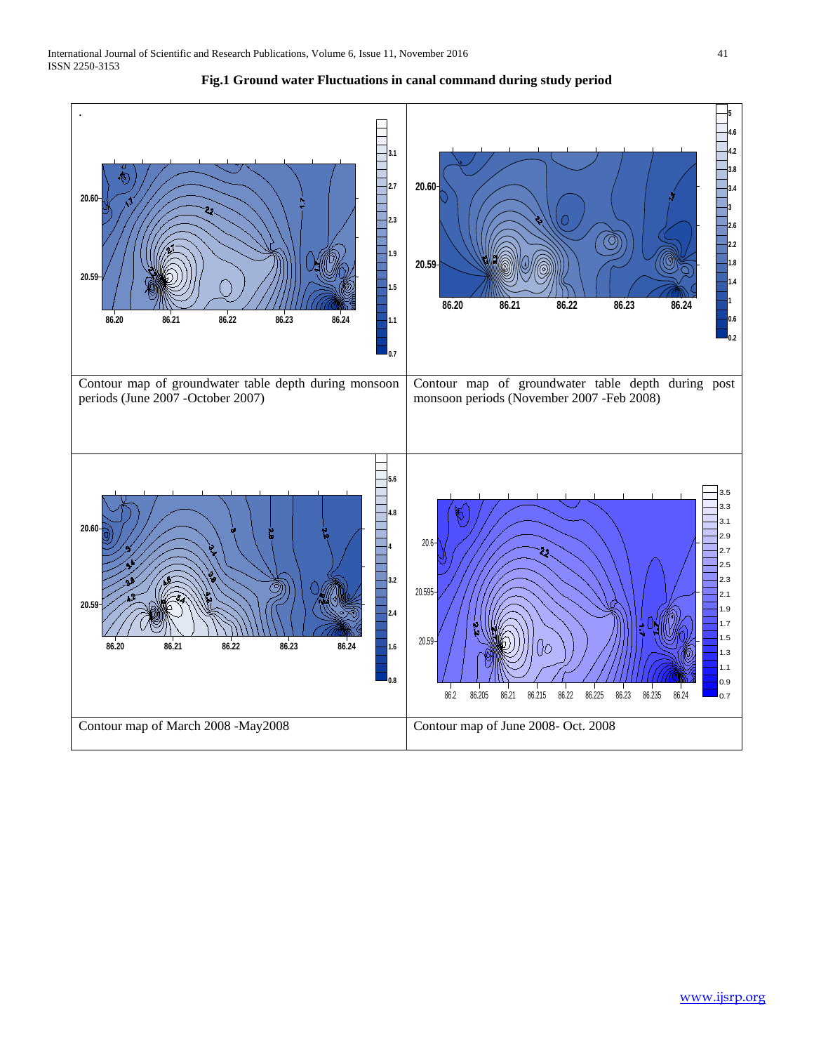**Fig.1 Ground water Fluctuations in canal command during study period**

| | |
|---|---|
| Contour map of groundwater table depth during monsoon periods (June 2007 -October 2007) | Contour map of groundwater table depth during post monsoon periods (November 2007 -Feb 2008) |
| Contour map of March 2008 -May2008 | Contour map of June 2008- Oct. 2008 |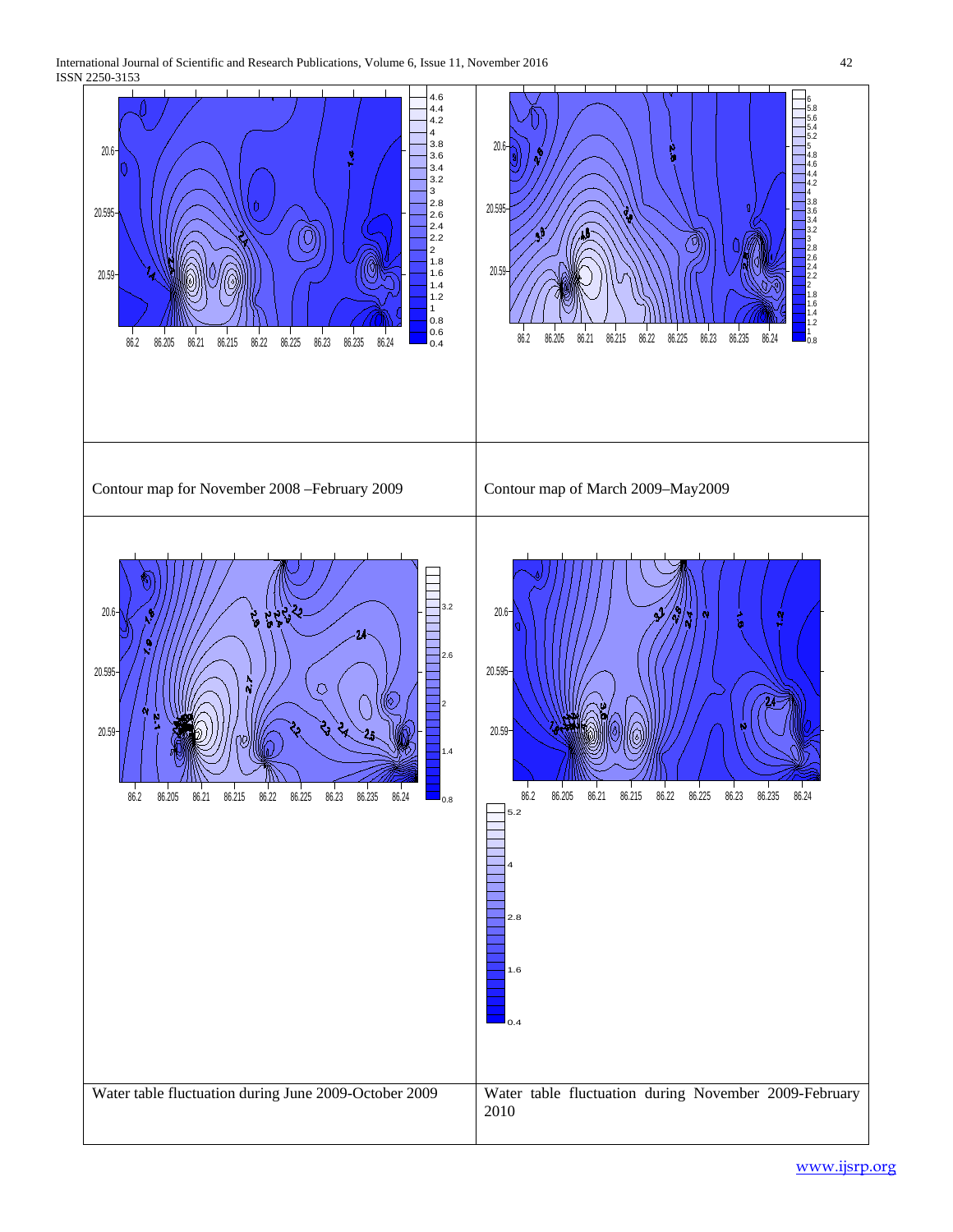| Contour map for November 2008 –February 2009 | Contour map of March 2009–May2009 |
| --- | --- |
| Water table fluctuation during June 2009-October 2009 | Water table fluctuation during November 2009-February 2010 |